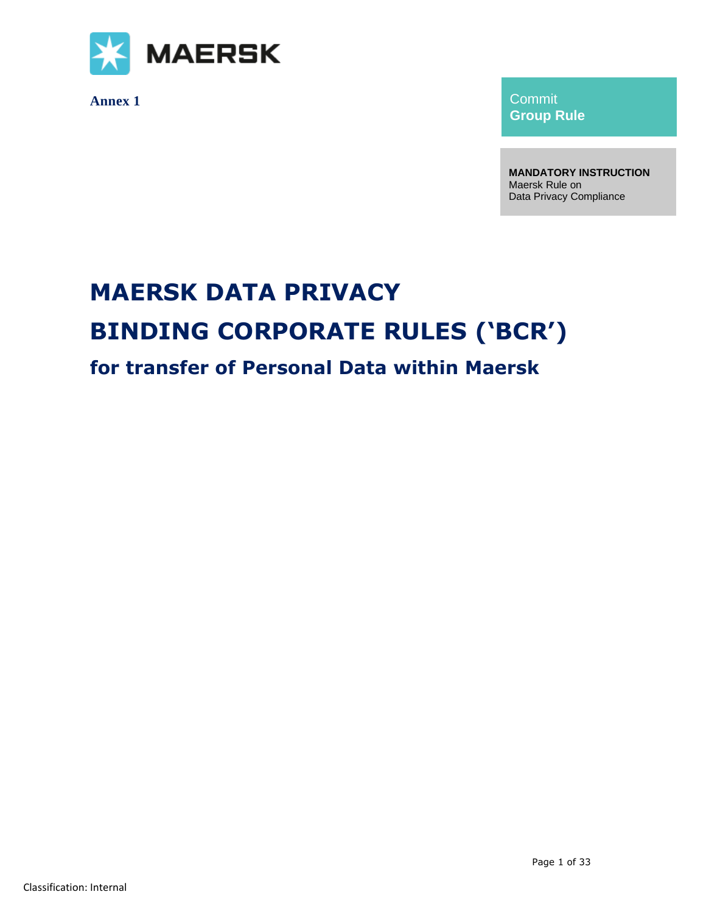**Annex 1**

Commit
**Group Rule**

**MANDATORY INSTRUCTION**
Maersk Rule on
Data Privacy Compliance

# MAERSK DATA PRIVACY

# BINDING CORPORATE RULES ('BCR')

## for transfer of Personal Data within Maersk

Classification: Internal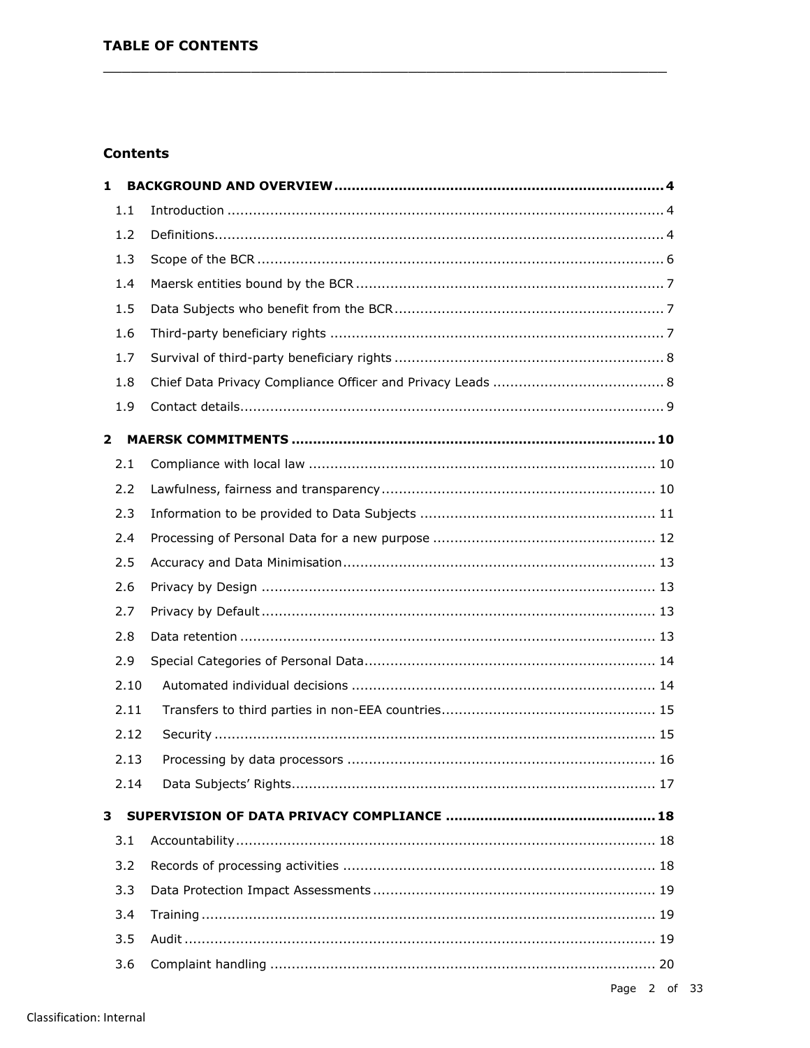**TABLE OF CONTENTS**

**Contents**

**1 BACKGROUND AND OVERVIEW ........................................................................ 4**

1.1 Introduction ........................................................................................ 4

1.2 Definitions........................................................................................... 4

1.3 Scope of the BCR ................................................................................ 6

1.4 Maersk entities bound by the BCR ......................................................... 7

1.5 Data Subjects who benefit from the BCR ................................................ 7

1.6 Third-party beneficiary rights ................................................................ 7

1.7 Survival of third-party beneficiary rights ................................................ 8

1.8 Chief Data Privacy Compliance Officer and Privacy Leads ......................... 8

1.9 Contact details..................................................................................... 9

**2 MAERSK COMMITMENTS ........................................................................ 10**

2.1 Compliance with local law ................................................................... 10

2.2 Lawfulness, fairness and transparency.................................................. 10

2.3 Information to be provided to Data Subjects ......................................... 11

2.4 Processing of Personal Data for a new purpose ...................................... 12

2.5 Accuracy and Data Minimisation........................................................... 13

2.6 Privacy by Design .............................................................................. 13

2.7 Privacy by Default .............................................................................. 13

2.8 Data retention ................................................................................... 13

2.9 Special Categories of Personal Data...................................................... 14

2.10 Automated individual decisions ......................................................... 14

2.11 Transfers to third parties in non-EEA countries.................................... 15

2.12 Security ......................................................................................... 15

2.13 Processing by data processors .......................................................... 16

2.14 Data Subjects' Rights....................................................................... 17

**3 SUPERVISION OF DATA PRIVACY COMPLIANCE ......................................... 18**

3.1 Accountability.................................................................................... 18

3.2 Records of processing activities ........................................................... 18

3.3 Data Protection Impact Assessments .................................................... 19

3.4 Training ............................................................................................ 19

3.5 Audit ................................................................................................ 19

3.6 Complaint handling ............................................................................ 20

Classification: Internal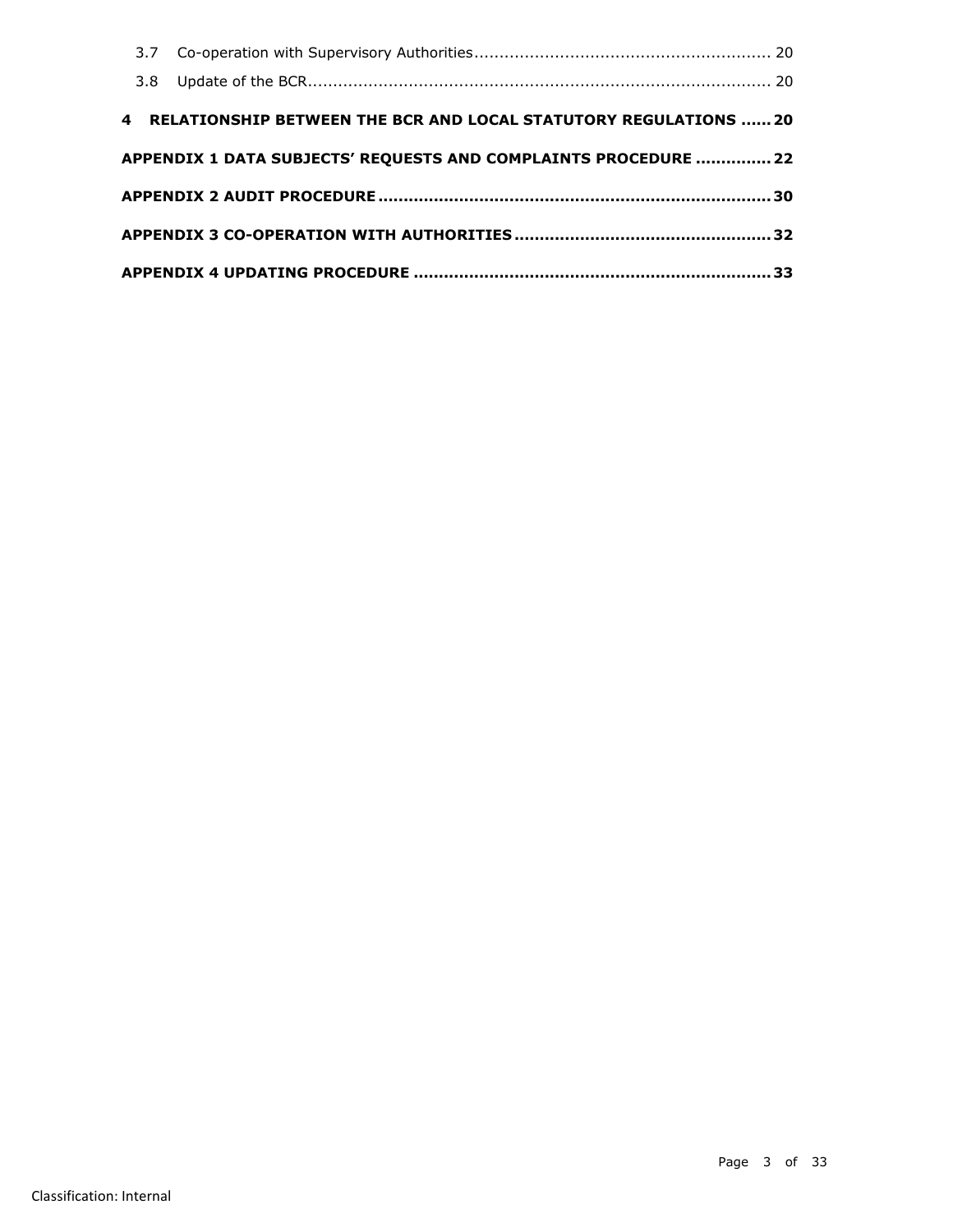3.7 Co-operation with Supervisory Authorities .......................................................... 20

3.8 Update of the BCR.......................................................................................... 20

**4 RELATIONSHIP BETWEEN THE BCR AND LOCAL STATUTORY REGULATIONS ...... 20**

**APPENDIX 1 DATA SUBJECTS' REQUESTS AND COMPLAINTS PROCEDURE .............. 22**

**APPENDIX 2 AUDIT PROCEDURE ............................................................................ 30**

**APPENDIX 3 CO-OPERATION WITH AUTHORITIES .................................................. 32**

**APPENDIX 4 UPDATING PROCEDURE ...................................................................... 33**

Classification: Internal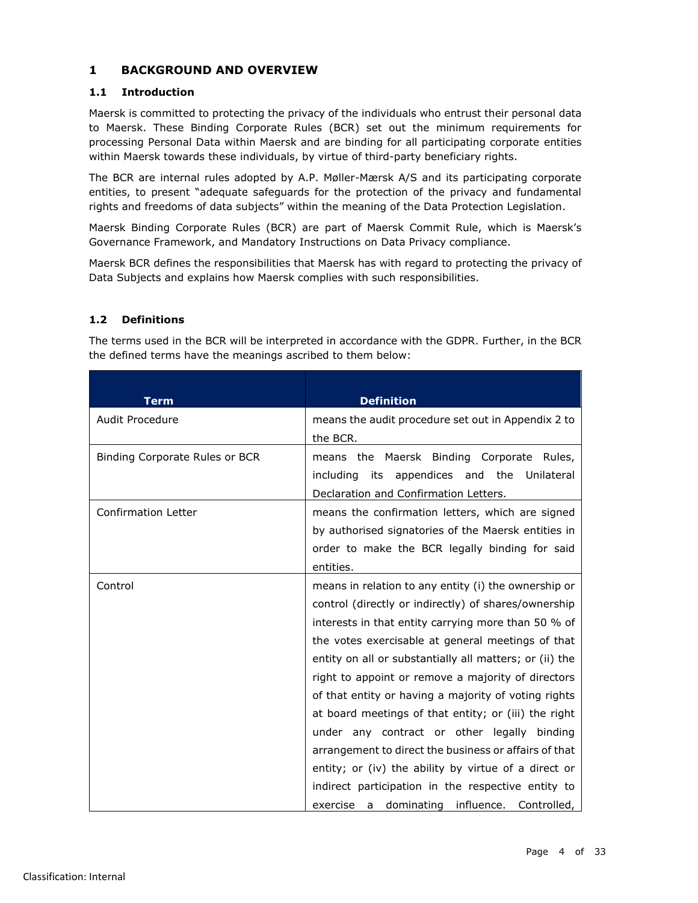# 1 BACKGROUND AND OVERVIEW

## 1.1 Introduction

Maersk is committed to protecting the privacy of the individuals who entrust their personal data to Maersk. These Binding Corporate Rules (BCR) set out the minimum requirements for processing Personal Data within Maersk and are binding for all participating corporate entities within Maersk towards these individuals, by virtue of third-party beneficiary rights.

The BCR are internal rules adopted by A.P. Møller-Mærsk A/S and its participating corporate entities, to present "adequate safeguards for the protection of the privacy and fundamental rights and freedoms of data subjects" within the meaning of the Data Protection Legislation.

Maersk Binding Corporate Rules (BCR) are part of Maersk Commit Rule, which is Maersk's Governance Framework, and Mandatory Instructions on Data Privacy compliance.

Maersk BCR defines the responsibilities that Maersk has with regard to protecting the privacy of Data Subjects and explains how Maersk complies with such responsibilities.

## 1.2 Definitions

The terms used in the BCR will be interpreted in accordance with the GDPR. Further, in the BCR the defined terms have the meanings ascribed to them below:

| Term | Definition |
|---|---|
| Audit Procedure | means the audit procedure set out in Appendix 2 to the BCR. |
| Binding Corporate Rules or BCR | means the Maersk Binding Corporate Rules, including its appendices and the Unilateral Declaration and Confirmation Letters. |
| Confirmation Letter | means the confirmation letters, which are signed by authorised signatories of the Maersk entities in order to make the BCR legally binding for said entities. |
| Control | means in relation to any entity (i) the ownership or control (directly or indirectly) of shares/ownership interests in that entity carrying more than 50 % of the votes exercisable at general meetings of that entity on all or substantially all matters; or (ii) the right to appoint or remove a majority of directors of that entity or having a majority of voting rights at board meetings of that entity; or (iii) the right under any contract or other legally binding arrangement to direct the business or affairs of that entity; or (iv) the ability by virtue of a direct or indirect participation in the respective entity to exercise a dominating influence. Controlled, |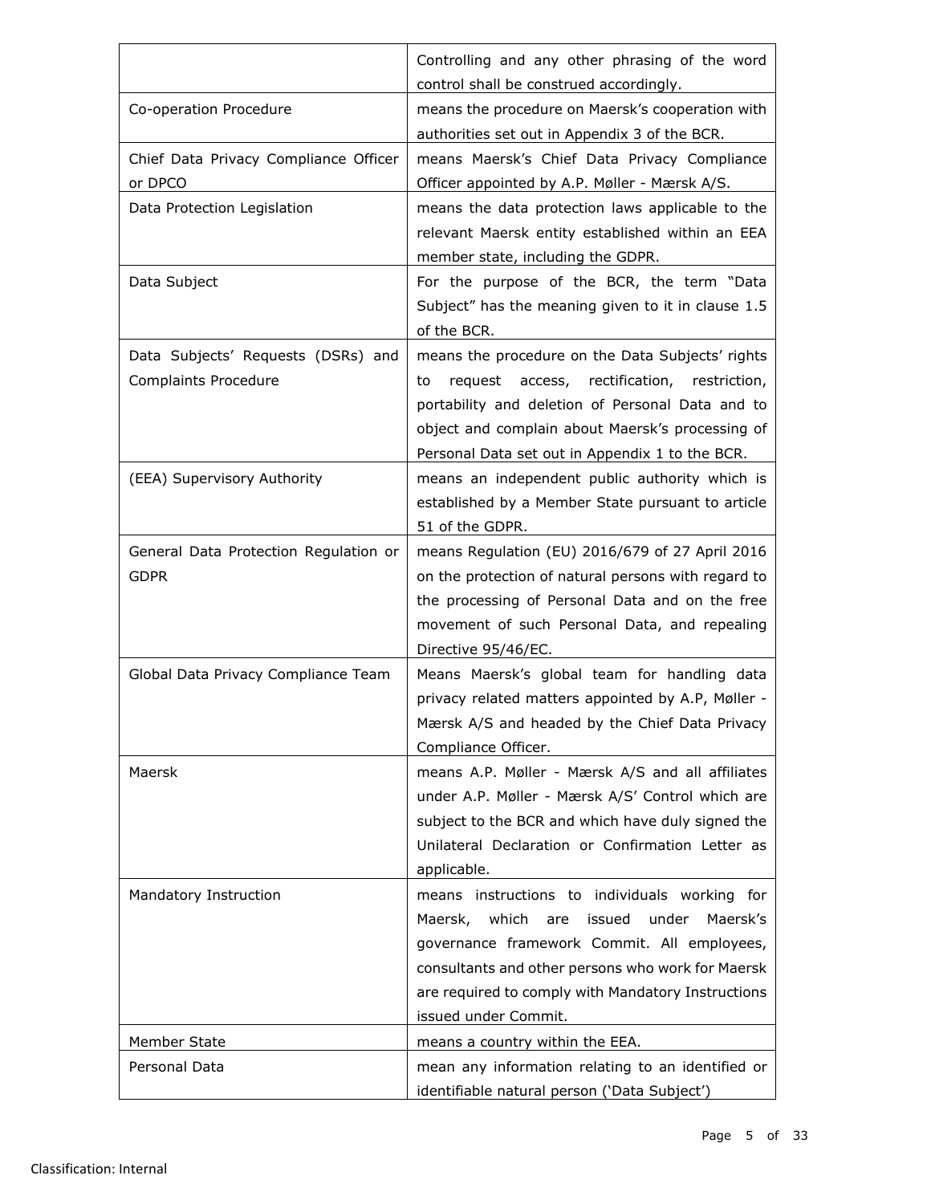| | |
|---|---|
| | Controlling and any other phrasing of the word control shall be construed accordingly. |
| Co-operation Procedure | means the procedure on Maersk's cooperation with authorities set out in Appendix 3 of the BCR. |
| Chief Data Privacy Compliance Officer or DPCO | means Maersk's Chief Data Privacy Compliance Officer appointed by A.P. Møller - Mærsk A/S. |
| Data Protection Legislation | means the data protection laws applicable to the relevant Maersk entity established within an EEA member state, including the GDPR. |
| Data Subject | For the purpose of the BCR, the term "Data Subject" has the meaning given to it in clause 1.5 of the BCR. |
| Data Subjects' Requests (DSRs) and Complaints Procedure | means the procedure on the Data Subjects' rights to request access, rectification, restriction, portability and deletion of Personal Data and to object and complain about Maersk's processing of Personal Data set out in Appendix 1 to the BCR. |
| (EEA) Supervisory Authority | means an independent public authority which is established by a Member State pursuant to article 51 of the GDPR. |
| General Data Protection Regulation or GDPR | means Regulation (EU) 2016/679 of 27 April 2016 on the protection of natural persons with regard to the processing of Personal Data and on the free movement of such Personal Data, and repealing Directive 95/46/EC. |
| Global Data Privacy Compliance Team | Means Maersk's global team for handling data privacy related matters appointed by A.P, Møller - Mærsk A/S and headed by the Chief Data Privacy Compliance Officer. |
| Maersk | means A.P. Møller - Mærsk A/S and all affiliates under A.P. Møller - Mærsk A/S' Control which are subject to the BCR and which have duly signed the Unilateral Declaration or Confirmation Letter as applicable. |
| Mandatory Instruction | means instructions to individuals working for Maersk, which are issued under Maersk's governance framework Commit. All employees, consultants and other persons who work for Maersk are required to comply with Mandatory Instructions issued under Commit. |
| Member State | means a country within the EEA. |
| Personal Data | mean any information relating to an identified or identifiable natural person ('Data Subject') |

Classification: Internal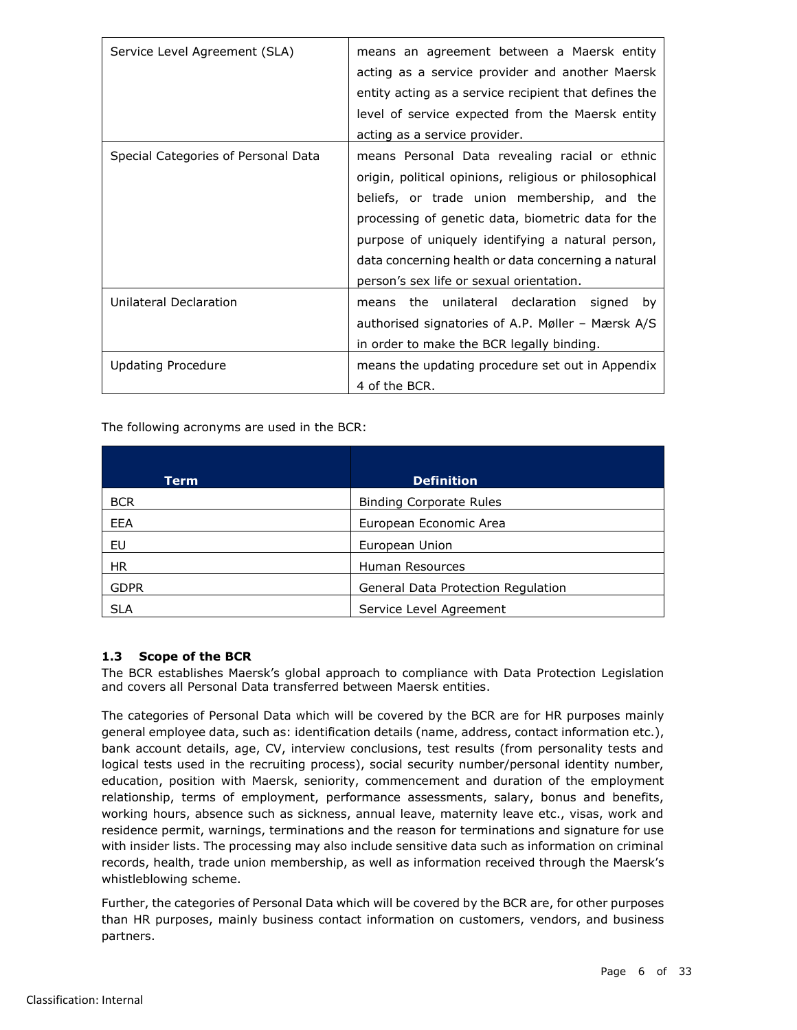| | |
|---|---|
| Service Level Agreement (SLA) | means an agreement between a Maersk entity acting as a service provider and another Maersk entity acting as a service recipient that defines the level of service expected from the Maersk entity acting as a service provider. |
| Special Categories of Personal Data | means Personal Data revealing racial or ethnic origin, political opinions, religious or philosophical beliefs, or trade union membership, and the processing of genetic data, biometric data for the purpose of uniquely identifying a natural person, data concerning health or data concerning a natural person's sex life or sexual orientation. |
| Unilateral Declaration | means the unilateral declaration signed by authorised signatories of A.P. Møller – Mærsk A/S in order to make the BCR legally binding. |
| Updating Procedure | means the updating procedure set out in Appendix 4 of the BCR. |

The following acronyms are used in the BCR:

| Term | Definition |
|---|---|
| BCR | Binding Corporate Rules |
| EEA | European Economic Area |
| EU | European Union |
| HR | Human Resources |
| GDPR | General Data Protection Regulation |
| SLA | Service Level Agreement |

### 1.3 Scope of the BCR

The BCR establishes Maersk's global approach to compliance with Data Protection Legislation and covers all Personal Data transferred between Maersk entities.

The categories of Personal Data which will be covered by the BCR are for HR purposes mainly general employee data, such as: identification details (name, address, contact information etc.), bank account details, age, CV, interview conclusions, test results (from personality tests and logical tests used in the recruiting process), social security number/personal identity number, education, position with Maersk, seniority, commencement and duration of the employment relationship, terms of employment, performance assessments, salary, bonus and benefits, working hours, absence such as sickness, annual leave, maternity leave etc., visas, work and residence permit, warnings, terminations and the reason for terminations and signature for use with insider lists. The processing may also include sensitive data such as information on criminal records, health, trade union membership, as well as information received through the Maersk's whistleblowing scheme.

Further, the categories of Personal Data which will be covered by the BCR are, for other purposes than HR purposes, mainly business contact information on customers, vendors, and business partners.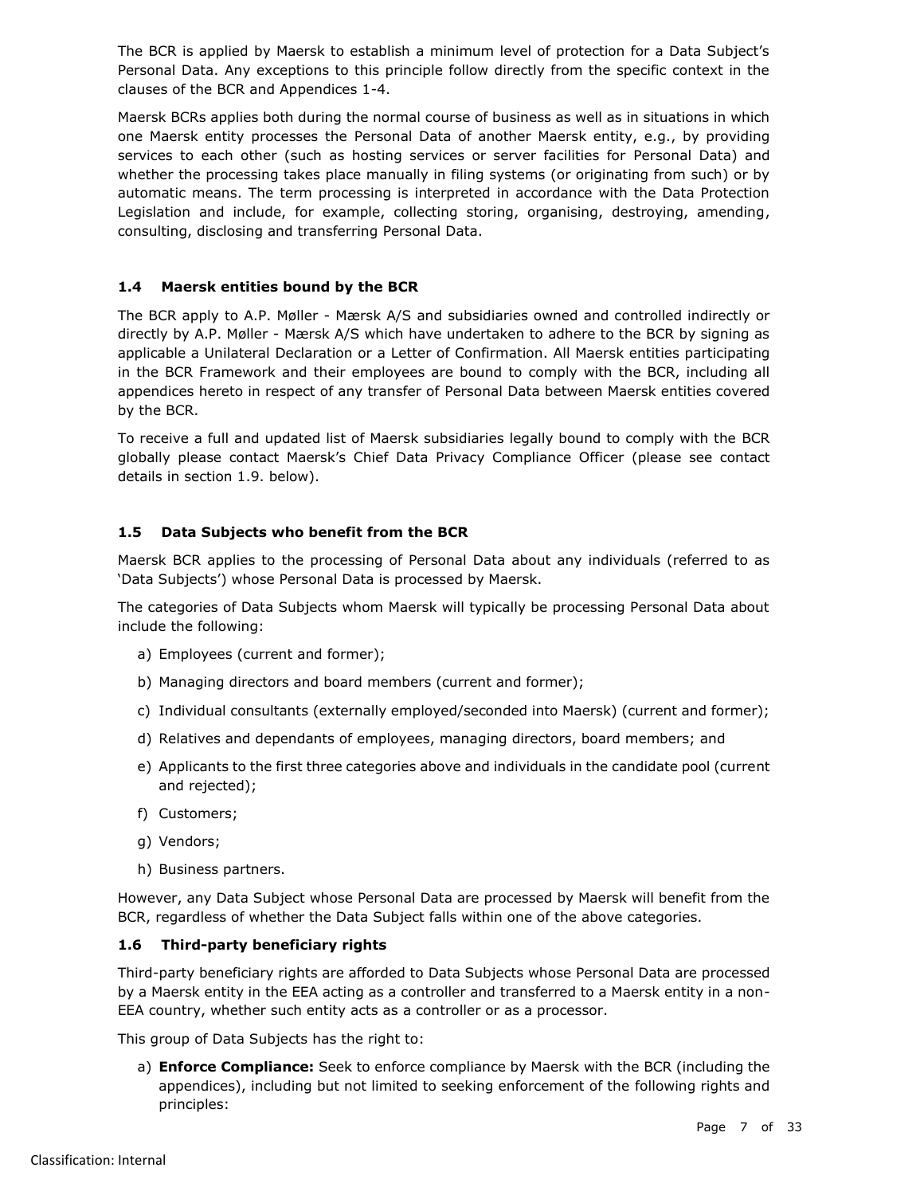The BCR is applied by Maersk to establish a minimum level of protection for a Data Subject's Personal Data. Any exceptions to this principle follow directly from the specific context in the clauses of the BCR and Appendices 1-4.

Maersk BCRs applies both during the normal course of business as well as in situations in which one Maersk entity processes the Personal Data of another Maersk entity, e.g., by providing services to each other (such as hosting services or server facilities for Personal Data) and whether the processing takes place manually in filing systems (or originating from such) or by automatic means. The term processing is interpreted in accordance with the Data Protection Legislation and include, for example, collecting storing, organising, destroying, amending, consulting, disclosing and transferring Personal Data.

### 1.4 Maersk entities bound by the BCR

The BCR apply to A.P. Møller - Mærsk A/S and subsidiaries owned and controlled indirectly or directly by A.P. Møller - Mærsk A/S which have undertaken to adhere to the BCR by signing as applicable a Unilateral Declaration or a Letter of Confirmation. All Maersk entities participating in the BCR Framework and their employees are bound to comply with the BCR, including all appendices hereto in respect of any transfer of Personal Data between Maersk entities covered by the BCR.

To receive a full and updated list of Maersk subsidiaries legally bound to comply with the BCR globally please contact Maersk's Chief Data Privacy Compliance Officer (please see contact details in section 1.9. below).

### 1.5 Data Subjects who benefit from the BCR

Maersk BCR applies to the processing of Personal Data about any individuals (referred to as 'Data Subjects') whose Personal Data is processed by Maersk.

The categories of Data Subjects whom Maersk will typically be processing Personal Data about include the following:

a) Employees (current and former);

b) Managing directors and board members (current and former);

c) Individual consultants (externally employed/seconded into Maersk) (current and former);

d) Relatives and dependants of employees, managing directors, board members; and

e) Applicants to the first three categories above and individuals in the candidate pool (current and rejected);

f) Customers;

g) Vendors;

h) Business partners.

However, any Data Subject whose Personal Data are processed by Maersk will benefit from the BCR, regardless of whether the Data Subject falls within one of the above categories.

### 1.6 Third-party beneficiary rights

Third-party beneficiary rights are afforded to Data Subjects whose Personal Data are processed by a Maersk entity in the EEA acting as a controller and transferred to a Maersk entity in a non-EEA country, whether such entity acts as a controller or as a processor.

This group of Data Subjects has the right to:

a) **Enforce Compliance:** Seek to enforce compliance by Maersk with the BCR (including the appendices), including but not limited to seeking enforcement of the following rights and principles: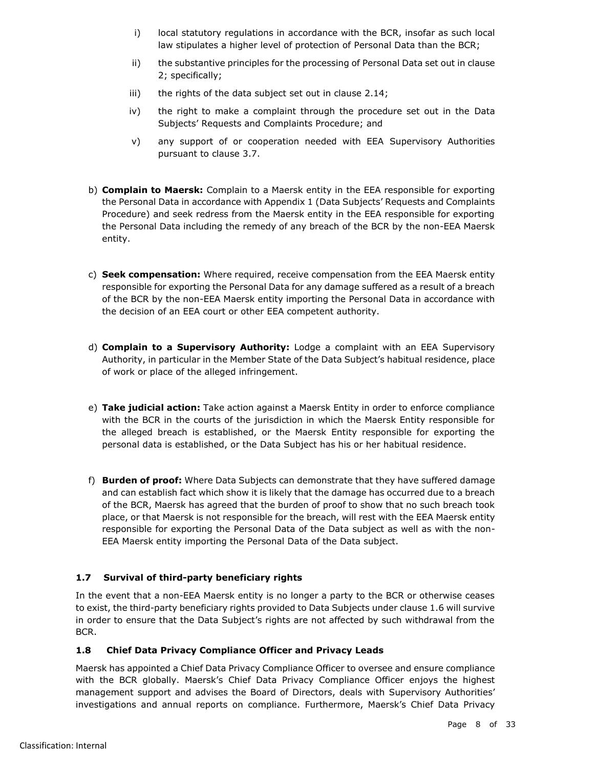i) local statutory regulations in accordance with the BCR, insofar as such local law stipulates a higher level of protection of Personal Data than the BCR;

ii) the substantive principles for the processing of Personal Data set out in clause 2; specifically;

iii) the rights of the data subject set out in clause 2.14;

iv) the right to make a complaint through the procedure set out in the Data Subjects' Requests and Complaints Procedure; and

v) any support of or cooperation needed with EEA Supervisory Authorities pursuant to clause 3.7.

b) **Complain to Maersk:** Complain to a Maersk entity in the EEA responsible for exporting the Personal Data in accordance with Appendix 1 (Data Subjects' Requests and Complaints Procedure) and seek redress from the Maersk entity in the EEA responsible for exporting the Personal Data including the remedy of any breach of the BCR by the non-EEA Maersk entity.

c) **Seek compensation:** Where required, receive compensation from the EEA Maersk entity responsible for exporting the Personal Data for any damage suffered as a result of a breach of the BCR by the non-EEA Maersk entity importing the Personal Data in accordance with the decision of an EEA court or other EEA competent authority.

d) **Complain to a Supervisory Authority:** Lodge a complaint with an EEA Supervisory Authority, in particular in the Member State of the Data Subject's habitual residence, place of work or place of the alleged infringement.

e) **Take judicial action:** Take action against a Maersk Entity in order to enforce compliance with the BCR in the courts of the jurisdiction in which the Maersk Entity responsible for the alleged breach is established, or the Maersk Entity responsible for exporting the personal data is established, or the Data Subject has his or her habitual residence.

f) **Burden of proof:** Where Data Subjects can demonstrate that they have suffered damage and can establish fact which show it is likely that the damage has occurred due to a breach of the BCR, Maersk has agreed that the burden of proof to show that no such breach took place, or that Maersk is not responsible for the breach, will rest with the EEA Maersk entity responsible for exporting the Personal Data of the Data subject as well as with the non-EEA Maersk entity importing the Personal Data of the Data subject.

### 1.7 Survival of third-party beneficiary rights

In the event that a non-EEA Maersk entity is no longer a party to the BCR or otherwise ceases to exist, the third-party beneficiary rights provided to Data Subjects under clause 1.6 will survive in order to ensure that the Data Subject's rights are not affected by such withdrawal from the BCR.

### 1.8 Chief Data Privacy Compliance Officer and Privacy Leads

Maersk has appointed a Chief Data Privacy Compliance Officer to oversee and ensure compliance with the BCR globally. Maersk's Chief Data Privacy Compliance Officer enjoys the highest management support and advises the Board of Directors, deals with Supervisory Authorities' investigations and annual reports on compliance. Furthermore, Maersk's Chief Data Privacy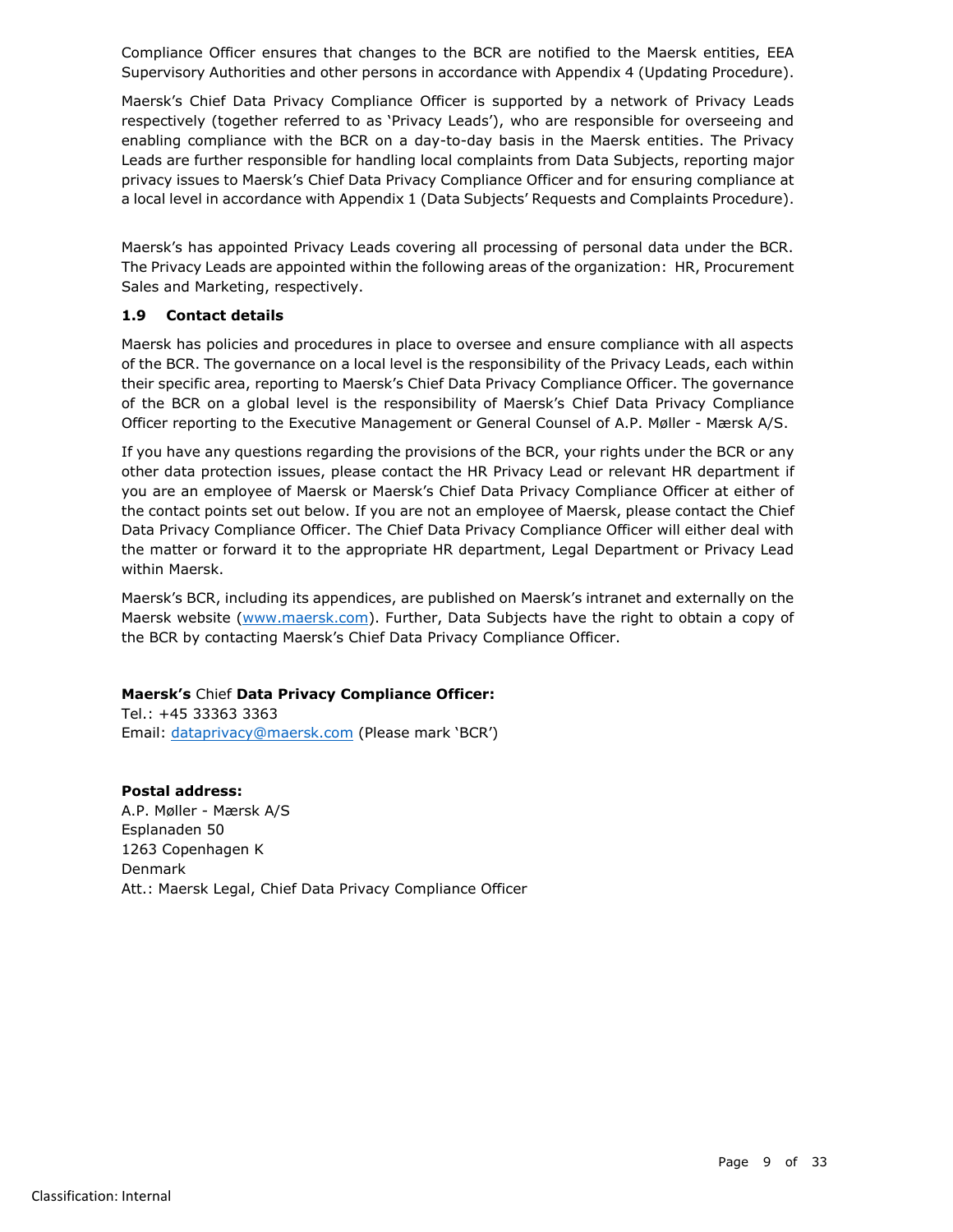Compliance Officer ensures that changes to the BCR are notified to the Maersk entities, EEA Supervisory Authorities and other persons in accordance with Appendix 4 (Updating Procedure).

Maersk's Chief Data Privacy Compliance Officer is supported by a network of Privacy Leads respectively (together referred to as 'Privacy Leads'), who are responsible for overseeing and enabling compliance with the BCR on a day-to-day basis in the Maersk entities. The Privacy Leads are further responsible for handling local complaints from Data Subjects, reporting major privacy issues to Maersk's Chief Data Privacy Compliance Officer and for ensuring compliance at a local level in accordance with Appendix 1 (Data Subjects' Requests and Complaints Procedure).

Maersk's has appointed Privacy Leads covering all processing of personal data under the BCR. The Privacy Leads are appointed within the following areas of the organization: HR, Procurement Sales and Marketing, respectively.

### 1.9 Contact details

Maersk has policies and procedures in place to oversee and ensure compliance with all aspects of the BCR. The governance on a local level is the responsibility of the Privacy Leads, each within their specific area, reporting to Maersk's Chief Data Privacy Compliance Officer. The governance of the BCR on a global level is the responsibility of Maersk's Chief Data Privacy Compliance Officer reporting to the Executive Management or General Counsel of A.P. Møller - Mærsk A/S.

If you have any questions regarding the provisions of the BCR, your rights under the BCR or any other data protection issues, please contact the HR Privacy Lead or relevant HR department if you are an employee of Maersk or Maersk's Chief Data Privacy Compliance Officer at either of the contact points set out below. If you are not an employee of Maersk, please contact the Chief Data Privacy Compliance Officer. The Chief Data Privacy Compliance Officer will either deal with the matter or forward it to the appropriate HR department, Legal Department or Privacy Lead within Maersk.

Maersk's BCR, including its appendices, are published on Maersk's intranet and externally on the Maersk website (www.maersk.com). Further, Data Subjects have the right to obtain a copy of the BCR by contacting Maersk's Chief Data Privacy Compliance Officer.

**Maersk's** Chief **Data Privacy Compliance Officer:**
Tel.: +45 33363 3363
Email: dataprivacy@maersk.com (Please mark 'BCR')

**Postal address:**
A.P. Møller - Mærsk A/S
Esplanaden 50
1263 Copenhagen K
Denmark
Att.: Maersk Legal, Chief Data Privacy Compliance Officer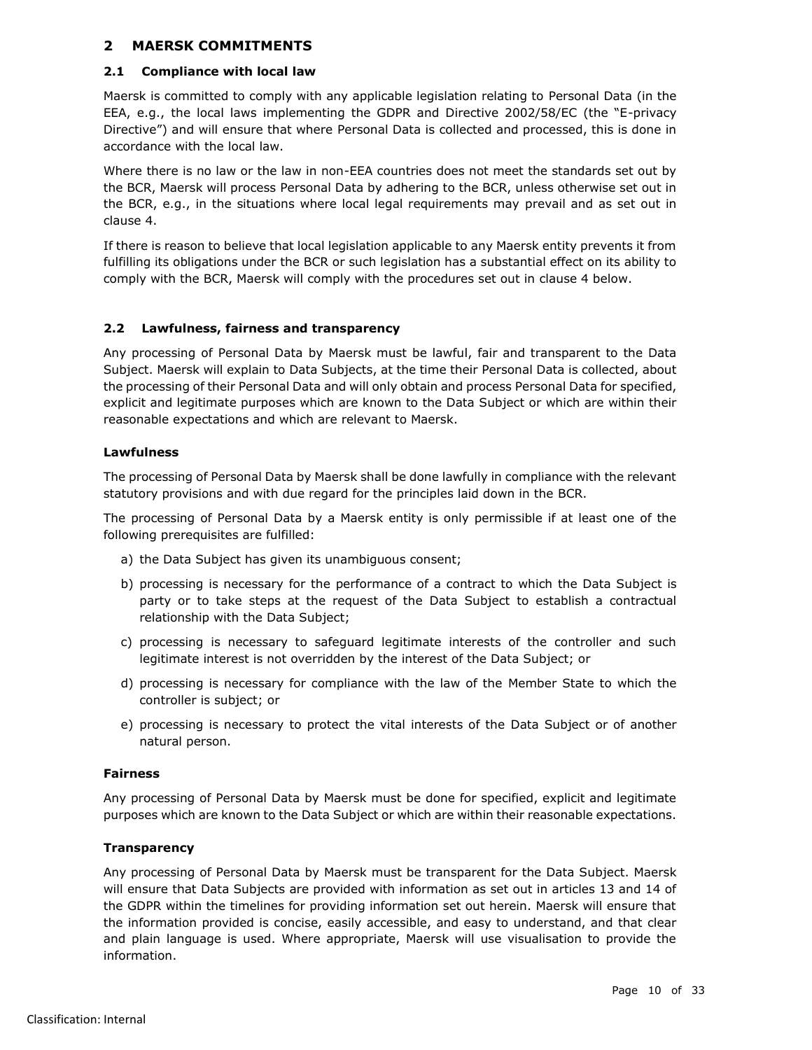## 2 MAERSK COMMITMENTS

### 2.1 Compliance with local law

Maersk is committed to comply with any applicable legislation relating to Personal Data (in the EEA, e.g., the local laws implementing the GDPR and Directive 2002/58/EC (the "E-privacy Directive") and will ensure that where Personal Data is collected and processed, this is done in accordance with the local law.

Where there is no law or the law in non-EEA countries does not meet the standards set out by the BCR, Maersk will process Personal Data by adhering to the BCR, unless otherwise set out in the BCR, e.g., in the situations where local legal requirements may prevail and as set out in clause 4.

If there is reason to believe that local legislation applicable to any Maersk entity prevents it from fulfilling its obligations under the BCR or such legislation has a substantial effect on its ability to comply with the BCR, Maersk will comply with the procedures set out in clause 4 below.

### 2.2 Lawfulness, fairness and transparency

Any processing of Personal Data by Maersk must be lawful, fair and transparent to the Data Subject. Maersk will explain to Data Subjects, at the time their Personal Data is collected, about the processing of their Personal Data and will only obtain and process Personal Data for specified, explicit and legitimate purposes which are known to the Data Subject or which are within their reasonable expectations and which are relevant to Maersk.

**Lawfulness**

The processing of Personal Data by Maersk shall be done lawfully in compliance with the relevant statutory provisions and with due regard for the principles laid down in the BCR.

The processing of Personal Data by a Maersk entity is only permissible if at least one of the following prerequisites are fulfilled:

a) the Data Subject has given its unambiguous consent;

b) processing is necessary for the performance of a contract to which the Data Subject is party or to take steps at the request of the Data Subject to establish a contractual relationship with the Data Subject;

c) processing is necessary to safeguard legitimate interests of the controller and such legitimate interest is not overridden by the interest of the Data Subject; or

d) processing is necessary for compliance with the law of the Member State to which the controller is subject; or

e) processing is necessary to protect the vital interests of the Data Subject or of another natural person.

**Fairness**

Any processing of Personal Data by Maersk must be done for specified, explicit and legitimate purposes which are known to the Data Subject or which are within their reasonable expectations.

**Transparency**

Any processing of Personal Data by Maersk must be transparent for the Data Subject. Maersk will ensure that Data Subjects are provided with information as set out in articles 13 and 14 of the GDPR within the timelines for providing information set out herein. Maersk will ensure that the information provided is concise, easily accessible, and easy to understand, and that clear and plain language is used. Where appropriate, Maersk will use visualisation to provide the information.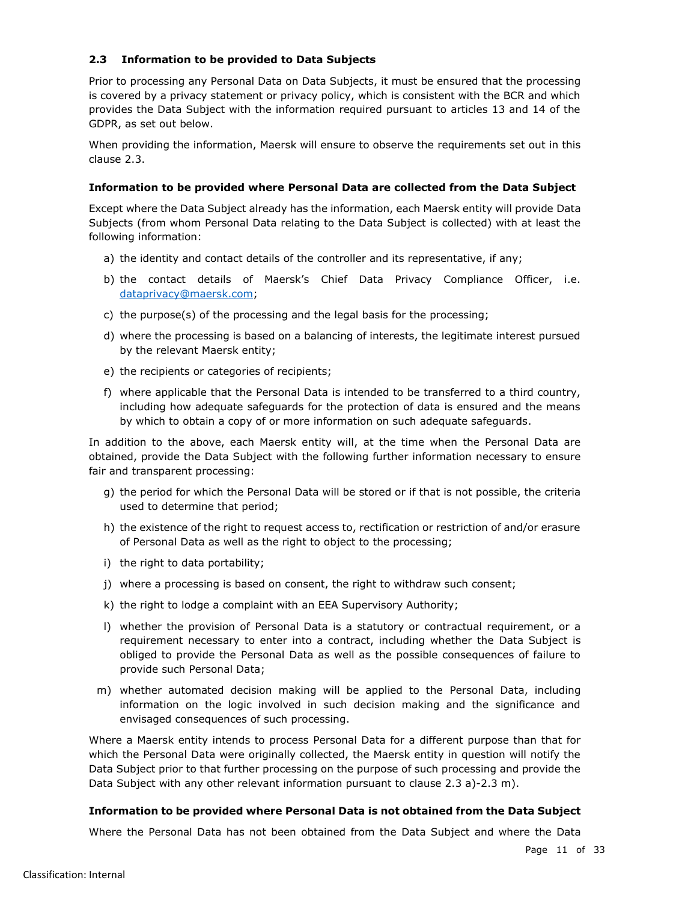### 2.3 Information to be provided to Data Subjects

Prior to processing any Personal Data on Data Subjects, it must be ensured that the processing is covered by a privacy statement or privacy policy, which is consistent with the BCR and which provides the Data Subject with the information required pursuant to articles 13 and 14 of the GDPR, as set out below.

When providing the information, Maersk will ensure to observe the requirements set out in this clause 2.3.

**Information to be provided where Personal Data are collected from the Data Subject**

Except where the Data Subject already has the information, each Maersk entity will provide Data Subjects (from whom Personal Data relating to the Data Subject is collected) with at least the following information:

a) the identity and contact details of the controller and its representative, if any;

b) the contact details of Maersk's Chief Data Privacy Compliance Officer, i.e. dataprivacy@maersk.com;

c) the purpose(s) of the processing and the legal basis for the processing;

d) where the processing is based on a balancing of interests, the legitimate interest pursued by the relevant Maersk entity;

e) the recipients or categories of recipients;

f) where applicable that the Personal Data is intended to be transferred to a third country, including how adequate safeguards for the protection of data is ensured and the means by which to obtain a copy of or more information on such adequate safeguards.

In addition to the above, each Maersk entity will, at the time when the Personal Data are obtained, provide the Data Subject with the following further information necessary to ensure fair and transparent processing:

g) the period for which the Personal Data will be stored or if that is not possible, the criteria used to determine that period;

h) the existence of the right to request access to, rectification or restriction of and/or erasure of Personal Data as well as the right to object to the processing;

i) the right to data portability;

j) where a processing is based on consent, the right to withdraw such consent;

k) the right to lodge a complaint with an EEA Supervisory Authority;

l) whether the provision of Personal Data is a statutory or contractual requirement, or a requirement necessary to enter into a contract, including whether the Data Subject is obliged to provide the Personal Data as well as the possible consequences of failure to provide such Personal Data;

m) whether automated decision making will be applied to the Personal Data, including information on the logic involved in such decision making and the significance and envisaged consequences of such processing.

Where a Maersk entity intends to process Personal Data for a different purpose than that for which the Personal Data were originally collected, the Maersk entity in question will notify the Data Subject prior to that further processing on the purpose of such processing and provide the Data Subject with any other relevant information pursuant to clause 2.3 a)-2.3 m).

**Information to be provided where Personal Data is not obtained from the Data Subject**

Where the Personal Data has not been obtained from the Data Subject and where the Data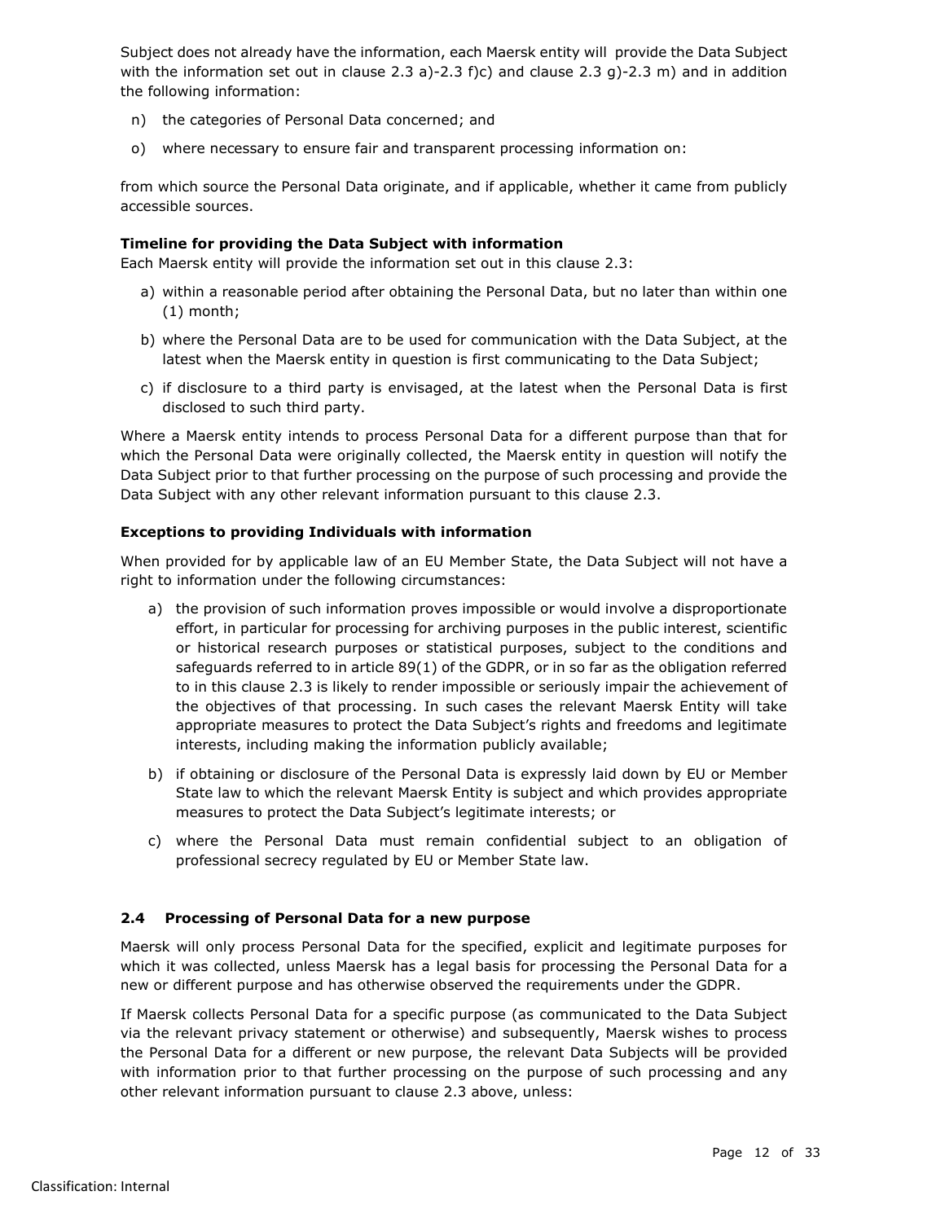Subject does not already have the information, each Maersk entity will provide the Data Subject with the information set out in clause 2.3 a)-2.3 f)c) and clause 2.3 g)-2.3 m) and in addition the following information:

n) the categories of Personal Data concerned; and

o) where necessary to ensure fair and transparent processing information on:

from which source the Personal Data originate, and if applicable, whether it came from publicly accessible sources.

**Timeline for providing the Data Subject with information**

Each Maersk entity will provide the information set out in this clause 2.3:

a) within a reasonable period after obtaining the Personal Data, but no later than within one (1) month;

b) where the Personal Data are to be used for communication with the Data Subject, at the latest when the Maersk entity in question is first communicating to the Data Subject;

c) if disclosure to a third party is envisaged, at the latest when the Personal Data is first disclosed to such third party.

Where a Maersk entity intends to process Personal Data for a different purpose than that for which the Personal Data were originally collected, the Maersk entity in question will notify the Data Subject prior to that further processing on the purpose of such processing and provide the Data Subject with any other relevant information pursuant to this clause 2.3.

**Exceptions to providing Individuals with information**

When provided for by applicable law of an EU Member State, the Data Subject will not have a right to information under the following circumstances:

a) the provision of such information proves impossible or would involve a disproportionate effort, in particular for processing for archiving purposes in the public interest, scientific or historical research purposes or statistical purposes, subject to the conditions and safeguards referred to in article 89(1) of the GDPR, or in so far as the obligation referred to in this clause 2.3 is likely to render impossible or seriously impair the achievement of the objectives of that processing. In such cases the relevant Maersk Entity will take appropriate measures to protect the Data Subject's rights and freedoms and legitimate interests, including making the information publicly available;

b) if obtaining or disclosure of the Personal Data is expressly laid down by EU or Member State law to which the relevant Maersk Entity is subject and which provides appropriate measures to protect the Data Subject's legitimate interests; or

c) where the Personal Data must remain confidential subject to an obligation of professional secrecy regulated by EU or Member State law.

### 2.4 Processing of Personal Data for a new purpose

Maersk will only process Personal Data for the specified, explicit and legitimate purposes for which it was collected, unless Maersk has a legal basis for processing the Personal Data for a new or different purpose and has otherwise observed the requirements under the GDPR.

If Maersk collects Personal Data for a specific purpose (as communicated to the Data Subject via the relevant privacy statement or otherwise) and subsequently, Maersk wishes to process the Personal Data for a different or new purpose, the relevant Data Subjects will be provided with information prior to that further processing on the purpose of such processing and any other relevant information pursuant to clause 2.3 above, unless: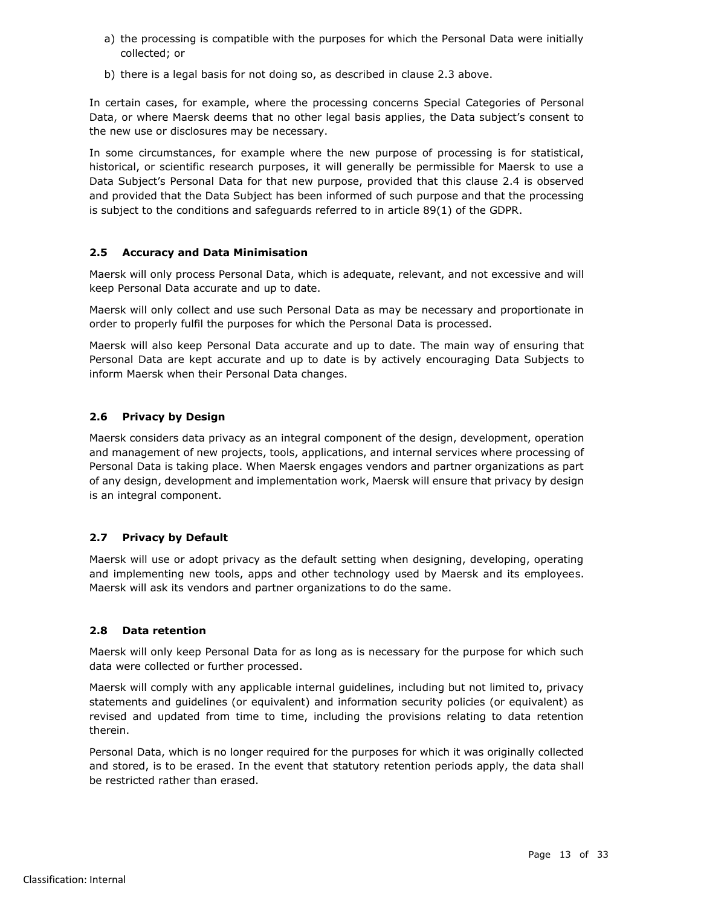a) the processing is compatible with the purposes for which the Personal Data were initially collected; or

b) there is a legal basis for not doing so, as described in clause 2.3 above.

In certain cases, for example, where the processing concerns Special Categories of Personal Data, or where Maersk deems that no other legal basis applies, the Data subject's consent to the new use or disclosures may be necessary.

In some circumstances, for example where the new purpose of processing is for statistical, historical, or scientific research purposes, it will generally be permissible for Maersk to use a Data Subject's Personal Data for that new purpose, provided that this clause 2.4 is observed and provided that the Data Subject has been informed of such purpose and that the processing is subject to the conditions and safeguards referred to in article 89(1) of the GDPR.

### 2.5 Accuracy and Data Minimisation

Maersk will only process Personal Data, which is adequate, relevant, and not excessive and will keep Personal Data accurate and up to date.

Maersk will only collect and use such Personal Data as may be necessary and proportionate in order to properly fulfil the purposes for which the Personal Data is processed.

Maersk will also keep Personal Data accurate and up to date. The main way of ensuring that Personal Data are kept accurate and up to date is by actively encouraging Data Subjects to inform Maersk when their Personal Data changes.

### 2.6 Privacy by Design

Maersk considers data privacy as an integral component of the design, development, operation and management of new projects, tools, applications, and internal services where processing of Personal Data is taking place. When Maersk engages vendors and partner organizations as part of any design, development and implementation work, Maersk will ensure that privacy by design is an integral component.

### 2.7 Privacy by Default

Maersk will use or adopt privacy as the default setting when designing, developing, operating and implementing new tools, apps and other technology used by Maersk and its employees. Maersk will ask its vendors and partner organizations to do the same.

### 2.8 Data retention

Maersk will only keep Personal Data for as long as is necessary for the purpose for which such data were collected or further processed.

Maersk will comply with any applicable internal guidelines, including but not limited to, privacy statements and guidelines (or equivalent) and information security policies (or equivalent) as revised and updated from time to time, including the provisions relating to data retention therein.

Personal Data, which is no longer required for the purposes for which it was originally collected and stored, is to be erased. In the event that statutory retention periods apply, the data shall be restricted rather than erased.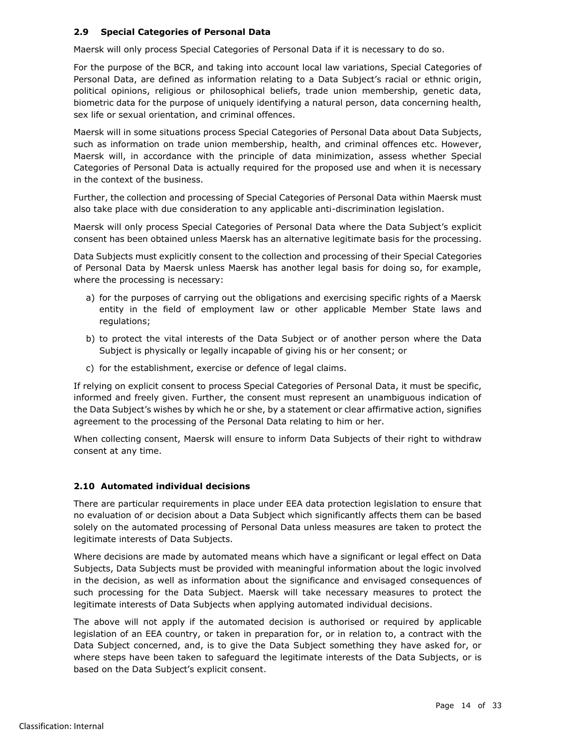### 2.9 Special Categories of Personal Data

Maersk will only process Special Categories of Personal Data if it is necessary to do so.

For the purpose of the BCR, and taking into account local law variations, Special Categories of Personal Data, are defined as information relating to a Data Subject's racial or ethnic origin, political opinions, religious or philosophical beliefs, trade union membership, genetic data, biometric data for the purpose of uniquely identifying a natural person, data concerning health, sex life or sexual orientation, and criminal offences.

Maersk will in some situations process Special Categories of Personal Data about Data Subjects, such as information on trade union membership, health, and criminal offences etc. However, Maersk will, in accordance with the principle of data minimization, assess whether Special Categories of Personal Data is actually required for the proposed use and when it is necessary in the context of the business.

Further, the collection and processing of Special Categories of Personal Data within Maersk must also take place with due consideration to any applicable anti-discrimination legislation.

Maersk will only process Special Categories of Personal Data where the Data Subject's explicit consent has been obtained unless Maersk has an alternative legitimate basis for the processing.

Data Subjects must explicitly consent to the collection and processing of their Special Categories of Personal Data by Maersk unless Maersk has another legal basis for doing so, for example, where the processing is necessary:

a) for the purposes of carrying out the obligations and exercising specific rights of a Maersk entity in the field of employment law or other applicable Member State laws and regulations;
b) to protect the vital interests of the Data Subject or of another person where the Data Subject is physically or legally incapable of giving his or her consent; or
c) for the establishment, exercise or defence of legal claims.

If relying on explicit consent to process Special Categories of Personal Data, it must be specific, informed and freely given. Further, the consent must represent an unambiguous indication of the Data Subject's wishes by which he or she, by a statement or clear affirmative action, signifies agreement to the processing of the Personal Data relating to him or her.

When collecting consent, Maersk will ensure to inform Data Subjects of their right to withdraw consent at any time.

### 2.10 Automated individual decisions

There are particular requirements in place under EEA data protection legislation to ensure that no evaluation of or decision about a Data Subject which significantly affects them can be based solely on the automated processing of Personal Data unless measures are taken to protect the legitimate interests of Data Subjects.

Where decisions are made by automated means which have a significant or legal effect on Data Subjects, Data Subjects must be provided with meaningful information about the logic involved in the decision, as well as information about the significance and envisaged consequences of such processing for the Data Subject. Maersk will take necessary measures to protect the legitimate interests of Data Subjects when applying automated individual decisions.

The above will not apply if the automated decision is authorised or required by applicable legislation of an EEA country, or taken in preparation for, or in relation to, a contract with the Data Subject concerned, and, is to give the Data Subject something they have asked for, or where steps have been taken to safeguard the legitimate interests of the Data Subjects, or is based on the Data Subject's explicit consent.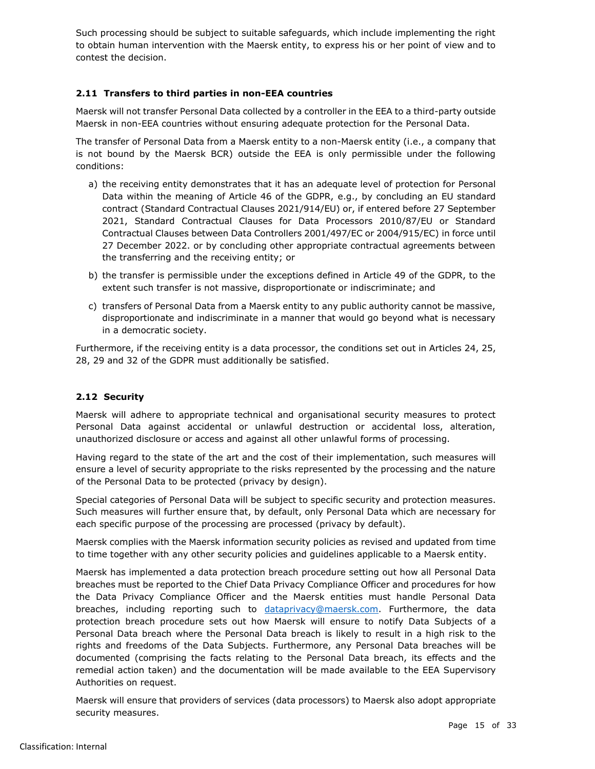Such processing should be subject to suitable safeguards, which include implementing the right to obtain human intervention with the Maersk entity, to express his or her point of view and to contest the decision.

### 2.11 Transfers to third parties in non-EEA countries

Maersk will not transfer Personal Data collected by a controller in the EEA to a third-party outside Maersk in non-EEA countries without ensuring adequate protection for the Personal Data.

The transfer of Personal Data from a Maersk entity to a non-Maersk entity (i.e., a company that is not bound by the Maersk BCR) outside the EEA is only permissible under the following conditions:

a) the receiving entity demonstrates that it has an adequate level of protection for Personal Data within the meaning of Article 46 of the GDPR, e.g., by concluding an EU standard contract (Standard Contractual Clauses 2021/914/EU) or, if entered before 27 September 2021, Standard Contractual Clauses for Data Processors 2010/87/EU or Standard Contractual Clauses between Data Controllers 2001/497/EC or 2004/915/EC) in force until 27 December 2022. or by concluding other appropriate contractual agreements between the transferring and the receiving entity; or

b) the transfer is permissible under the exceptions defined in Article 49 of the GDPR, to the extent such transfer is not massive, disproportionate or indiscriminate; and

c) transfers of Personal Data from a Maersk entity to any public authority cannot be massive, disproportionate and indiscriminate in a manner that would go beyond what is necessary in a democratic society.

Furthermore, if the receiving entity is a data processor, the conditions set out in Articles 24, 25, 28, 29 and 32 of the GDPR must additionally be satisfied.

### 2.12 Security

Maersk will adhere to appropriate technical and organisational security measures to protect Personal Data against accidental or unlawful destruction or accidental loss, alteration, unauthorized disclosure or access and against all other unlawful forms of processing.

Having regard to the state of the art and the cost of their implementation, such measures will ensure a level of security appropriate to the risks represented by the processing and the nature of the Personal Data to be protected (privacy by design).

Special categories of Personal Data will be subject to specific security and protection measures. Such measures will further ensure that, by default, only Personal Data which are necessary for each specific purpose of the processing are processed (privacy by default).

Maersk complies with the Maersk information security policies as revised and updated from time to time together with any other security policies and guidelines applicable to a Maersk entity.

Maersk has implemented a data protection breach procedure setting out how all Personal Data breaches must be reported to the Chief Data Privacy Compliance Officer and procedures for how the Data Privacy Compliance Officer and the Maersk entities must handle Personal Data breaches, including reporting such to dataprivacy@maersk.com. Furthermore, the data protection breach procedure sets out how Maersk will ensure to notify Data Subjects of a Personal Data breach where the Personal Data breach is likely to result in a high risk to the rights and freedoms of the Data Subjects. Furthermore, any Personal Data breaches will be documented (comprising the facts relating to the Personal Data breach, its effects and the remedial action taken) and the documentation will be made available to the EEA Supervisory Authorities on request.

Maersk will ensure that providers of services (data processors) to Maersk also adopt appropriate security measures.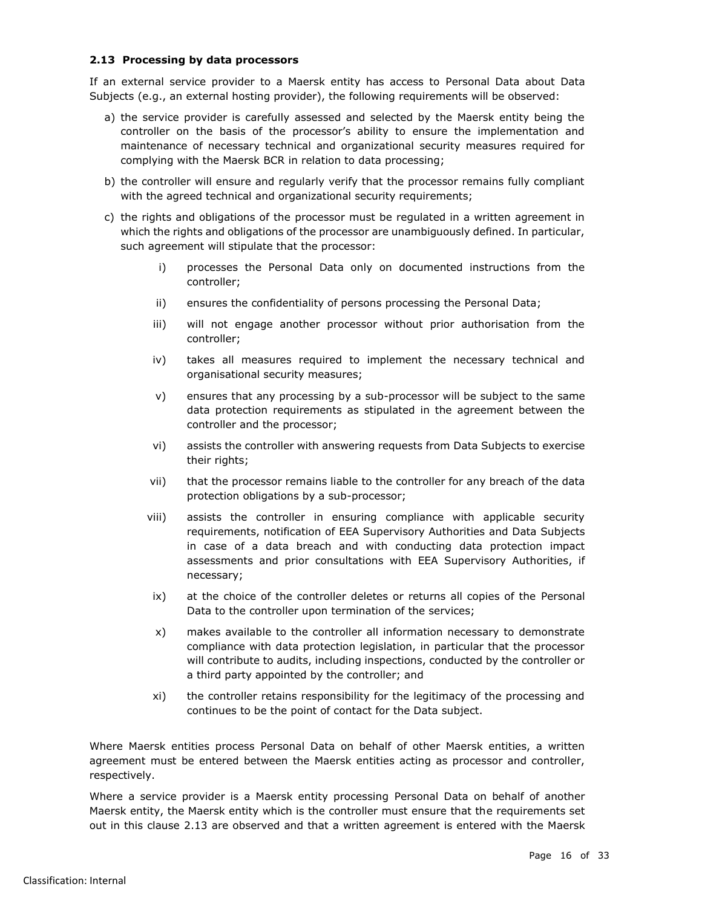### 2.13 Processing by data processors

If an external service provider to a Maersk entity has access to Personal Data about Data Subjects (e.g., an external hosting provider), the following requirements will be observed:

a) the service provider is carefully assessed and selected by the Maersk entity being the controller on the basis of the processor's ability to ensure the implementation and maintenance of necessary technical and organizational security measures required for complying with the Maersk BCR in relation to data processing;

b) the controller will ensure and regularly verify that the processor remains fully compliant with the agreed technical and organizational security requirements;

c) the rights and obligations of the processor must be regulated in a written agreement in which the rights and obligations of the processor are unambiguously defined. In particular, such agreement will stipulate that the processor:

   i) processes the Personal Data only on documented instructions from the controller;

   ii) ensures the confidentiality of persons processing the Personal Data;

   iii) will not engage another processor without prior authorisation from the controller;

   iv) takes all measures required to implement the necessary technical and organisational security measures;

   v) ensures that any processing by a sub-processor will be subject to the same data protection requirements as stipulated in the agreement between the controller and the processor;

   vi) assists the controller with answering requests from Data Subjects to exercise their rights;

   vii) that the processor remains liable to the controller for any breach of the data protection obligations by a sub-processor;

   viii) assists the controller in ensuring compliance with applicable security requirements, notification of EEA Supervisory Authorities and Data Subjects in case of a data breach and with conducting data protection impact assessments and prior consultations with EEA Supervisory Authorities, if necessary;

   ix) at the choice of the controller deletes or returns all copies of the Personal Data to the controller upon termination of the services;

   x) makes available to the controller all information necessary to demonstrate compliance with data protection legislation, in particular that the processor will contribute to audits, including inspections, conducted by the controller or a third party appointed by the controller; and

   xi) the controller retains responsibility for the legitimacy of the processing and continues to be the point of contact for the Data subject.

Where Maersk entities process Personal Data on behalf of other Maersk entities, a written agreement must be entered between the Maersk entities acting as processor and controller, respectively.

Where a service provider is a Maersk entity processing Personal Data on behalf of another Maersk entity, the Maersk entity which is the controller must ensure that the requirements set out in this clause 2.13 are observed and that a written agreement is entered with the Maersk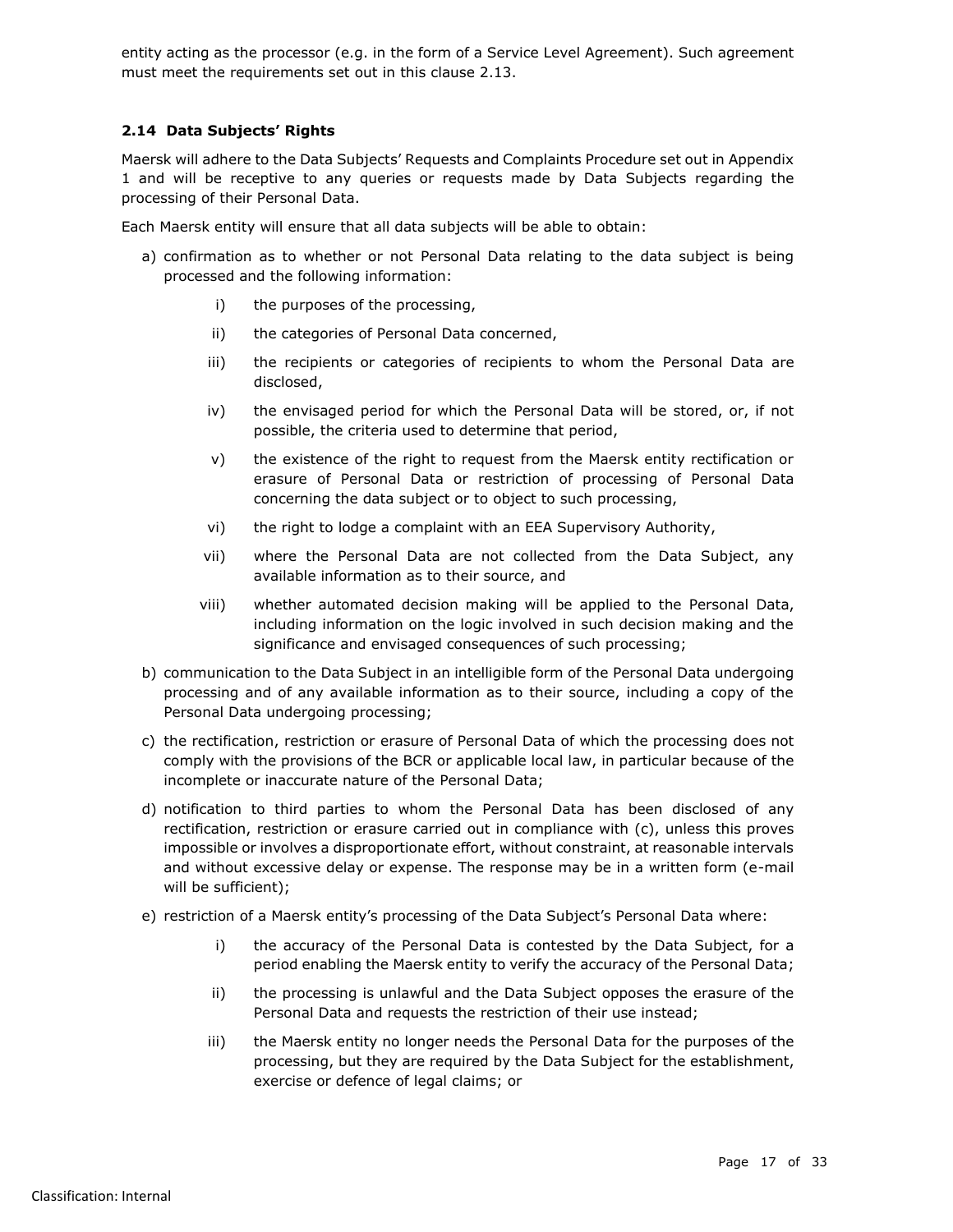entity acting as the processor (e.g. in the form of a Service Level Agreement). Such agreement must meet the requirements set out in this clause 2.13.

### 2.14 Data Subjects' Rights

Maersk will adhere to the Data Subjects' Requests and Complaints Procedure set out in Appendix 1 and will be receptive to any queries or requests made by Data Subjects regarding the processing of their Personal Data.

Each Maersk entity will ensure that all data subjects will be able to obtain:

a) confirmation as to whether or not Personal Data relating to the data subject is being processed and the following information:

   i) the purposes of the processing,

   ii) the categories of Personal Data concerned,

   iii) the recipients or categories of recipients to whom the Personal Data are disclosed,

   iv) the envisaged period for which the Personal Data will be stored, or, if not possible, the criteria used to determine that period,

   v) the existence of the right to request from the Maersk entity rectification or erasure of Personal Data or restriction of processing of Personal Data concerning the data subject or to object to such processing,

   vi) the right to lodge a complaint with an EEA Supervisory Authority,

   vii) where the Personal Data are not collected from the Data Subject, any available information as to their source, and

   viii) whether automated decision making will be applied to the Personal Data, including information on the logic involved in such decision making and the significance and envisaged consequences of such processing;

b) communication to the Data Subject in an intelligible form of the Personal Data undergoing processing and of any available information as to their source, including a copy of the Personal Data undergoing processing;

c) the rectification, restriction or erasure of Personal Data of which the processing does not comply with the provisions of the BCR or applicable local law, in particular because of the incomplete or inaccurate nature of the Personal Data;

d) notification to third parties to whom the Personal Data has been disclosed of any rectification, restriction or erasure carried out in compliance with (c), unless this proves impossible or involves a disproportionate effort, without constraint, at reasonable intervals and without excessive delay or expense. The response may be in a written form (e-mail will be sufficient);

e) restriction of a Maersk entity's processing of the Data Subject's Personal Data where:

   i) the accuracy of the Personal Data is contested by the Data Subject, for a period enabling the Maersk entity to verify the accuracy of the Personal Data;

   ii) the processing is unlawful and the Data Subject opposes the erasure of the Personal Data and requests the restriction of their use instead;

   iii) the Maersk entity no longer needs the Personal Data for the purposes of the processing, but they are required by the Data Subject for the establishment, exercise or defence of legal claims; or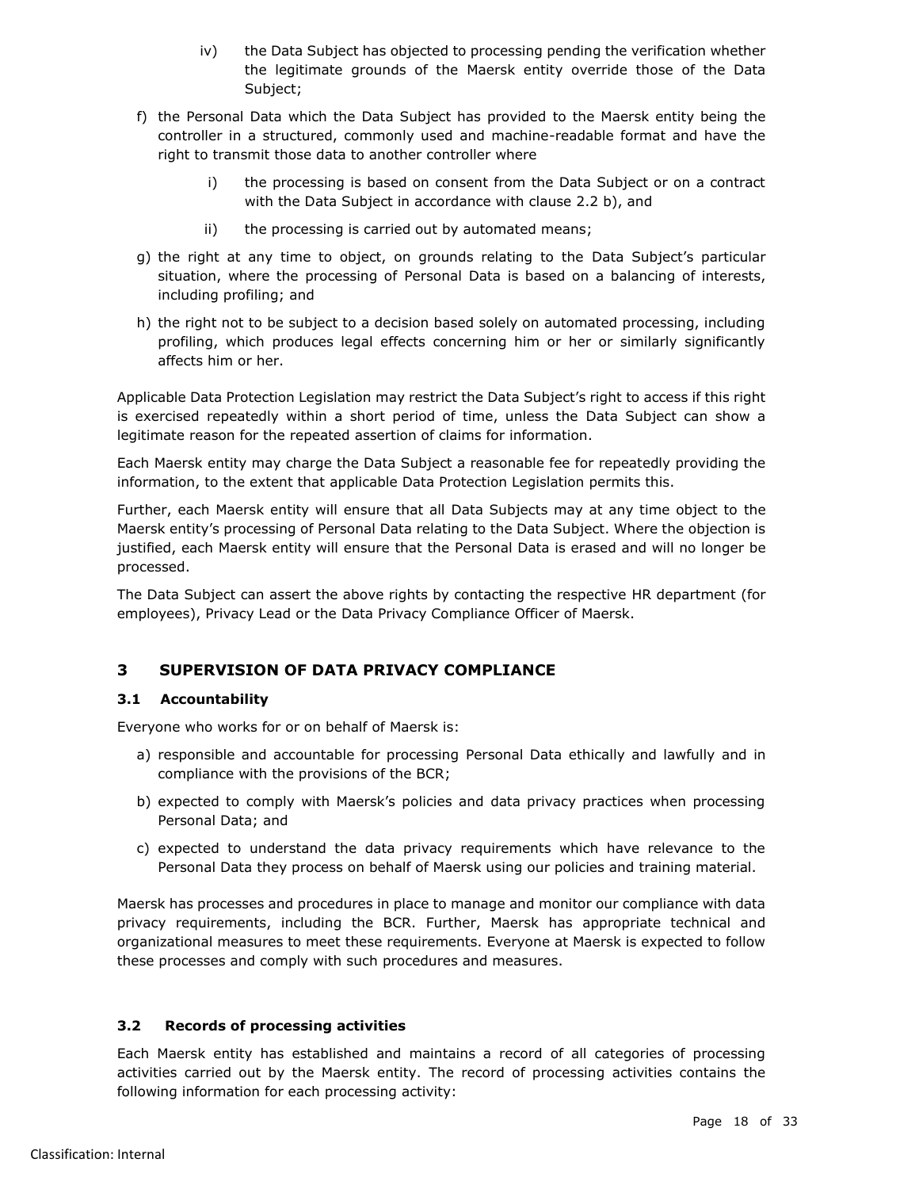iv) the Data Subject has objected to processing pending the verification whether the legitimate grounds of the Maersk entity override those of the Data Subject;

f) the Personal Data which the Data Subject has provided to the Maersk entity being the controller in a structured, commonly used and machine-readable format and have the right to transmit those data to another controller where

  i) the processing is based on consent from the Data Subject or on a contract with the Data Subject in accordance with clause 2.2 b), and

  ii) the processing is carried out by automated means;

g) the right at any time to object, on grounds relating to the Data Subject's particular situation, where the processing of Personal Data is based on a balancing of interests, including profiling; and

h) the right not to be subject to a decision based solely on automated processing, including profiling, which produces legal effects concerning him or her or similarly significantly affects him or her.

Applicable Data Protection Legislation may restrict the Data Subject's right to access if this right is exercised repeatedly within a short period of time, unless the Data Subject can show a legitimate reason for the repeated assertion of claims for information.

Each Maersk entity may charge the Data Subject a reasonable fee for repeatedly providing the information, to the extent that applicable Data Protection Legislation permits this.

Further, each Maersk entity will ensure that all Data Subjects may at any time object to the Maersk entity's processing of Personal Data relating to the Data Subject. Where the objection is justified, each Maersk entity will ensure that the Personal Data is erased and will no longer be processed.

The Data Subject can assert the above rights by contacting the respective HR department (for employees), Privacy Lead or the Data Privacy Compliance Officer of Maersk.

## 3 SUPERVISION OF DATA PRIVACY COMPLIANCE

### 3.1 Accountability

Everyone who works for or on behalf of Maersk is:

a) responsible and accountable for processing Personal Data ethically and lawfully and in compliance with the provisions of the BCR;

b) expected to comply with Maersk's policies and data privacy practices when processing Personal Data; and

c) expected to understand the data privacy requirements which have relevance to the Personal Data they process on behalf of Maersk using our policies and training material.

Maersk has processes and procedures in place to manage and monitor our compliance with data privacy requirements, including the BCR. Further, Maersk has appropriate technical and organizational measures to meet these requirements. Everyone at Maersk is expected to follow these processes and comply with such procedures and measures.

### 3.2 Records of processing activities

Each Maersk entity has established and maintains a record of all categories of processing activities carried out by the Maersk entity. The record of processing activities contains the following information for each processing activity: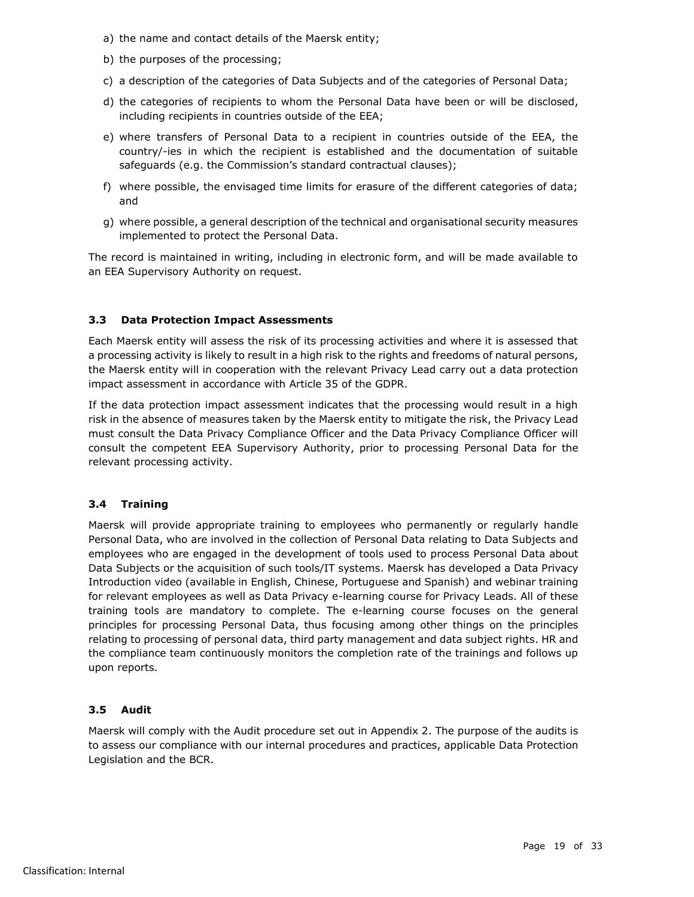a) the name and contact details of the Maersk entity;

b) the purposes of the processing;

c) a description of the categories of Data Subjects and of the categories of Personal Data;

d) the categories of recipients to whom the Personal Data have been or will be disclosed, including recipients in countries outside of the EEA;

e) where transfers of Personal Data to a recipient in countries outside of the EEA, the country/-ies in which the recipient is established and the documentation of suitable safeguards (e.g. the Commission's standard contractual clauses);

f) where possible, the envisaged time limits for erasure of the different categories of data; and

g) where possible, a general description of the technical and organisational security measures implemented to protect the Personal Data.

The record is maintained in writing, including in electronic form, and will be made available to an EEA Supervisory Authority on request.

### 3.3 Data Protection Impact Assessments

Each Maersk entity will assess the risk of its processing activities and where it is assessed that a processing activity is likely to result in a high risk to the rights and freedoms of natural persons, the Maersk entity will in cooperation with the relevant Privacy Lead carry out a data protection impact assessment in accordance with Article 35 of the GDPR.

If the data protection impact assessment indicates that the processing would result in a high risk in the absence of measures taken by the Maersk entity to mitigate the risk, the Privacy Lead must consult the Data Privacy Compliance Officer and the Data Privacy Compliance Officer will consult the competent EEA Supervisory Authority, prior to processing Personal Data for the relevant processing activity.

### 3.4 Training

Maersk will provide appropriate training to employees who permanently or regularly handle Personal Data, who are involved in the collection of Personal Data relating to Data Subjects and employees who are engaged in the development of tools used to process Personal Data about Data Subjects or the acquisition of such tools/IT systems. Maersk has developed a Data Privacy Introduction video (available in English, Chinese, Portuguese and Spanish) and webinar training for relevant employees as well as Data Privacy e-learning course for Privacy Leads. All of these training tools are mandatory to complete. The e-learning course focuses on the general principles for processing Personal Data, thus focusing among other things on the principles relating to processing of personal data, third party management and data subject rights. HR and the compliance team continuously monitors the completion rate of the trainings and follows up upon reports.

### 3.5 Audit

Maersk will comply with the Audit procedure set out in Appendix 2. The purpose of the audits is to assess our compliance with our internal procedures and practices, applicable Data Protection Legislation and the BCR.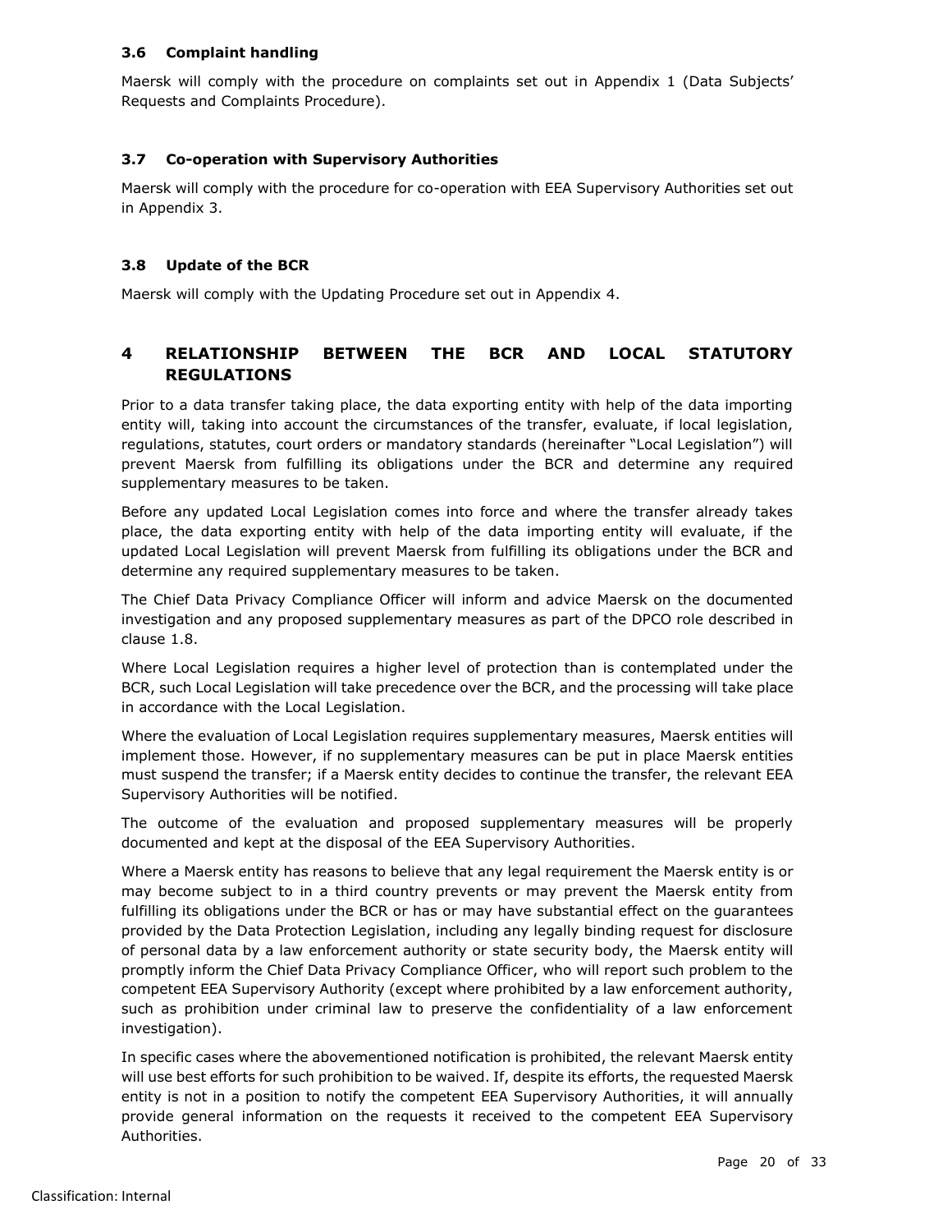### 3.6 Complaint handling

Maersk will comply with the procedure on complaints set out in Appendix 1 (Data Subjects' Requests and Complaints Procedure).

### 3.7 Co-operation with Supervisory Authorities

Maersk will comply with the procedure for co-operation with EEA Supervisory Authorities set out in Appendix 3.

### 3.8 Update of the BCR

Maersk will comply with the Updating Procedure set out in Appendix 4.

## 4 RELATIONSHIP BETWEEN THE BCR AND LOCAL STATUTORY REGULATIONS

Prior to a data transfer taking place, the data exporting entity with help of the data importing entity will, taking into account the circumstances of the transfer, evaluate, if local legislation, regulations, statutes, court orders or mandatory standards (hereinafter "Local Legislation") will prevent Maersk from fulfilling its obligations under the BCR and determine any required supplementary measures to be taken.

Before any updated Local Legislation comes into force and where the transfer already takes place, the data exporting entity with help of the data importing entity will evaluate, if the updated Local Legislation will prevent Maersk from fulfilling its obligations under the BCR and determine any required supplementary measures to be taken.

The Chief Data Privacy Compliance Officer will inform and advice Maersk on the documented investigation and any proposed supplementary measures as part of the DPCO role described in clause 1.8.

Where Local Legislation requires a higher level of protection than is contemplated under the BCR, such Local Legislation will take precedence over the BCR, and the processing will take place in accordance with the Local Legislation.

Where the evaluation of Local Legislation requires supplementary measures, Maersk entities will implement those. However, if no supplementary measures can be put in place Maersk entities must suspend the transfer; if a Maersk entity decides to continue the transfer, the relevant EEA Supervisory Authorities will be notified.

The outcome of the evaluation and proposed supplementary measures will be properly documented and kept at the disposal of the EEA Supervisory Authorities.

Where a Maersk entity has reasons to believe that any legal requirement the Maersk entity is or may become subject to in a third country prevents or may prevent the Maersk entity from fulfilling its obligations under the BCR or has or may have substantial effect on the guarantees provided by the Data Protection Legislation, including any legally binding request for disclosure of personal data by a law enforcement authority or state security body, the Maersk entity will promptly inform the Chief Data Privacy Compliance Officer, who will report such problem to the competent EEA Supervisory Authority (except where prohibited by a law enforcement authority, such as prohibition under criminal law to preserve the confidentiality of a law enforcement investigation).

In specific cases where the abovementioned notification is prohibited, the relevant Maersk entity will use best efforts for such prohibition to be waived. If, despite its efforts, the requested Maersk entity is not in a position to notify the competent EEA Supervisory Authorities, it will annually provide general information on the requests it received to the competent EEA Supervisory Authorities.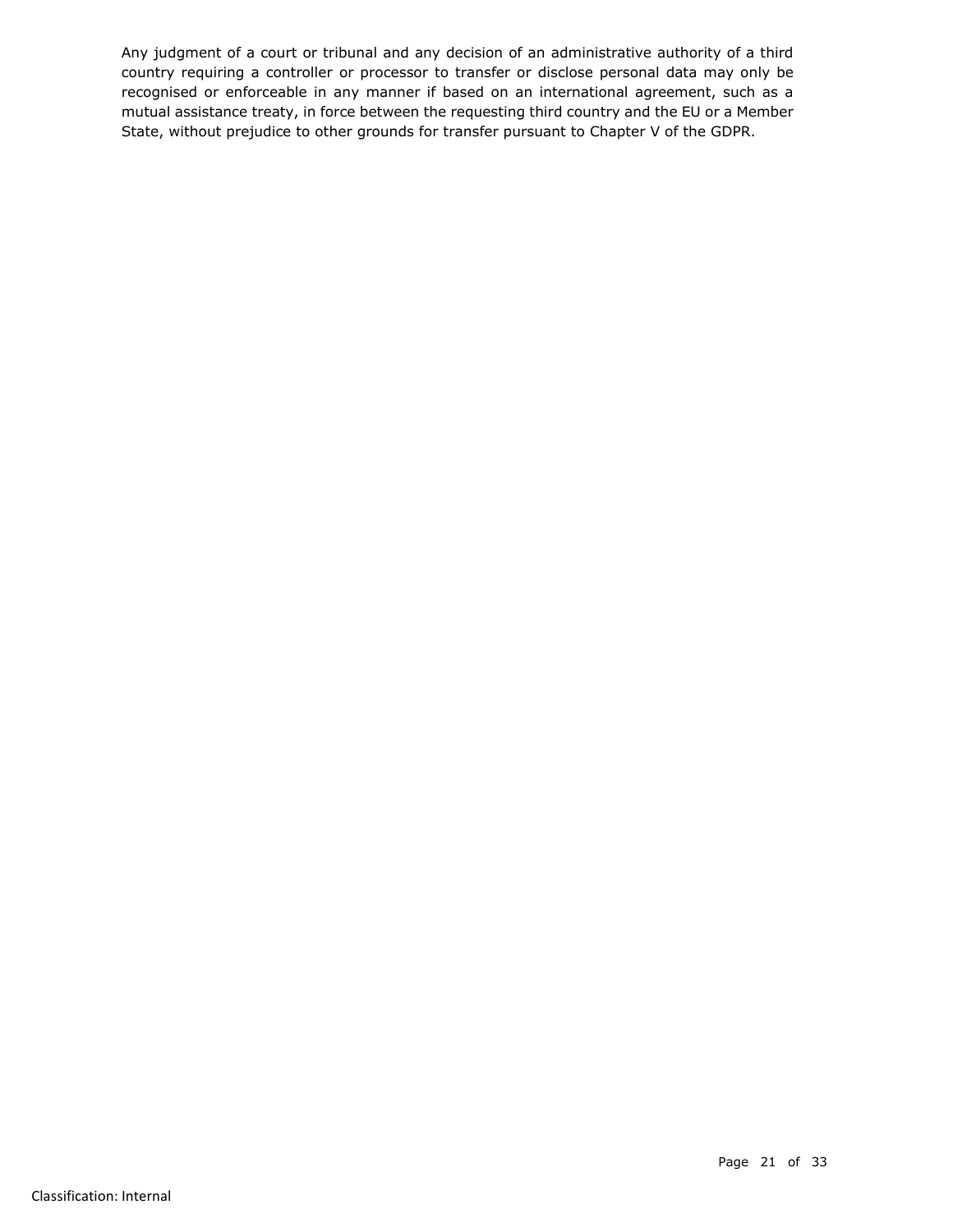Any judgment of a court or tribunal and any decision of an administrative authority of a third country requiring a controller or processor to transfer or disclose personal data may only be recognised or enforceable in any manner if based on an international agreement, such as a mutual assistance treaty, in force between the requesting third country and the EU or a Member State, without prejudice to other grounds for transfer pursuant to Chapter V of the GDPR.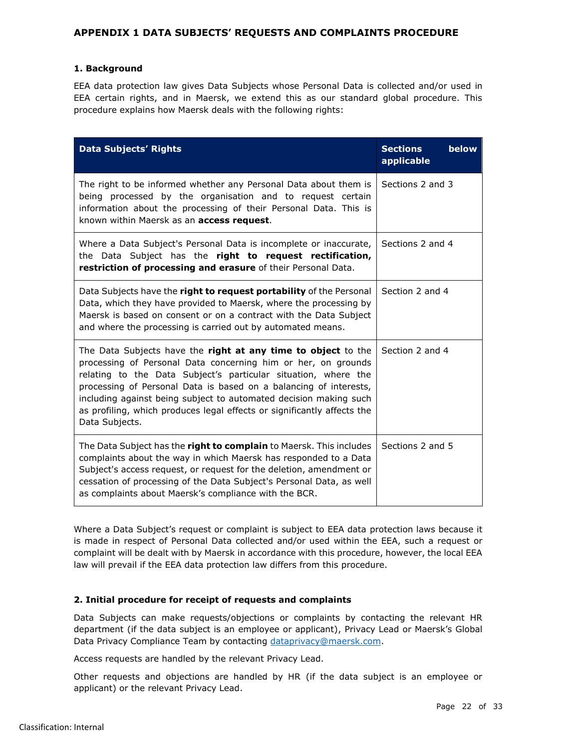## APPENDIX 1 DATA SUBJECTS' REQUESTS AND COMPLAINTS PROCEDURE

### 1. Background

EEA data protection law gives Data Subjects whose Personal Data is collected and/or used in EEA certain rights, and in Maersk, we extend this as our standard global procedure. This procedure explains how Maersk deals with the following rights:

| Data Subjects' Rights | Sections below applicable |
| --- | --- |
| The right to be informed whether any Personal Data about them is being processed by the organisation and to request certain information about the processing of their Personal Data. This is known within Maersk as an **access request**. | Sections 2 and 3 |
| Where a Data Subject's Personal Data is incomplete or inaccurate, the Data Subject has the **right to request rectification, restriction of processing and erasure** of their Personal Data. | Sections 2 and 4 |
| Data Subjects have the **right to request portability** of the Personal Data, which they have provided to Maersk, where the processing by Maersk is based on consent or on a contract with the Data Subject and where the processing is carried out by automated means. | Section 2 and 4 |
| The Data Subjects have the **right at any time to object** to the processing of Personal Data concerning him or her, on grounds relating to the Data Subject's particular situation, where the processing of Personal Data is based on a balancing of interests, including against being subject to automated decision making such as profiling, which produces legal effects or significantly affects the Data Subjects. | Section 2 and 4 |
| The Data Subject has the **right to complain** to Maersk. This includes complaints about the way in which Maersk has responded to a Data Subject's access request, or request for the deletion, amendment or cessation of processing of the Data Subject's Personal Data, as well as complaints about Maersk's compliance with the BCR. | Sections 2 and 5 |

Where a Data Subject's request or complaint is subject to EEA data protection laws because it is made in respect of Personal Data collected and/or used within the EEA, such a request or complaint will be dealt with by Maersk in accordance with this procedure, however, the local EEA law will prevail if the EEA data protection law differs from this procedure.

### 2. Initial procedure for receipt of requests and complaints

Data Subjects can make requests/objections or complaints by contacting the relevant HR department (if the data subject is an employee or applicant), Privacy Lead or Maersk's Global Data Privacy Compliance Team by contacting dataprivacy@maersk.com.

Access requests are handled by the relevant Privacy Lead.

Other requests and objections are handled by HR (if the data subject is an employee or applicant) or the relevant Privacy Lead.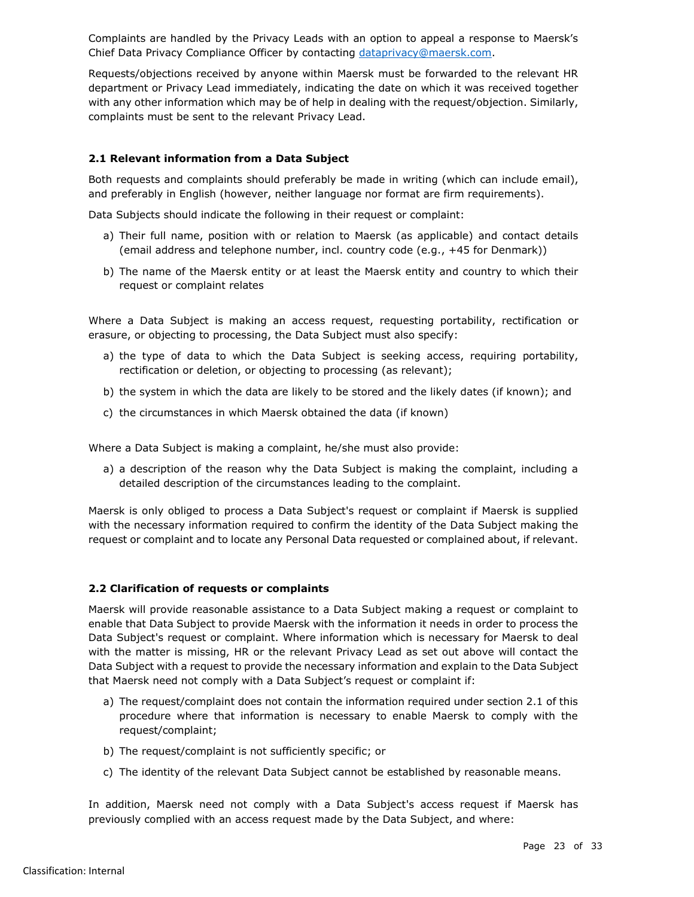Complaints are handled by the Privacy Leads with an option to appeal a response to Maersk's Chief Data Privacy Compliance Officer by contacting dataprivacy@maersk.com.

Requests/objections received by anyone within Maersk must be forwarded to the relevant HR department or Privacy Lead immediately, indicating the date on which it was received together with any other information which may be of help in dealing with the request/objection. Similarly, complaints must be sent to the relevant Privacy Lead.

### 2.1 Relevant information from a Data Subject

Both requests and complaints should preferably be made in writing (which can include email), and preferably in English (however, neither language nor format are firm requirements).

Data Subjects should indicate the following in their request or complaint:

a) Their full name, position with or relation to Maersk (as applicable) and contact details (email address and telephone number, incl. country code (e.g., +45 for Denmark))

b) The name of the Maersk entity or at least the Maersk entity and country to which their request or complaint relates

Where a Data Subject is making an access request, requesting portability, rectification or erasure, or objecting to processing, the Data Subject must also specify:

a) the type of data to which the Data Subject is seeking access, requiring portability, rectification or deletion, or objecting to processing (as relevant);

b) the system in which the data are likely to be stored and the likely dates (if known); and

c) the circumstances in which Maersk obtained the data (if known)

Where a Data Subject is making a complaint, he/she must also provide:

a) a description of the reason why the Data Subject is making the complaint, including a detailed description of the circumstances leading to the complaint.

Maersk is only obliged to process a Data Subject's request or complaint if Maersk is supplied with the necessary information required to confirm the identity of the Data Subject making the request or complaint and to locate any Personal Data requested or complained about, if relevant.

### 2.2 Clarification of requests or complaints

Maersk will provide reasonable assistance to a Data Subject making a request or complaint to enable that Data Subject to provide Maersk with the information it needs in order to process the Data Subject's request or complaint. Where information which is necessary for Maersk to deal with the matter is missing, HR or the relevant Privacy Lead as set out above will contact the Data Subject with a request to provide the necessary information and explain to the Data Subject that Maersk need not comply with a Data Subject's request or complaint if:

a) The request/complaint does not contain the information required under section 2.1 of this procedure where that information is necessary to enable Maersk to comply with the request/complaint;

b) The request/complaint is not sufficiently specific; or

c) The identity of the relevant Data Subject cannot be established by reasonable means.

In addition, Maersk need not comply with a Data Subject's access request if Maersk has previously complied with an access request made by the Data Subject, and where: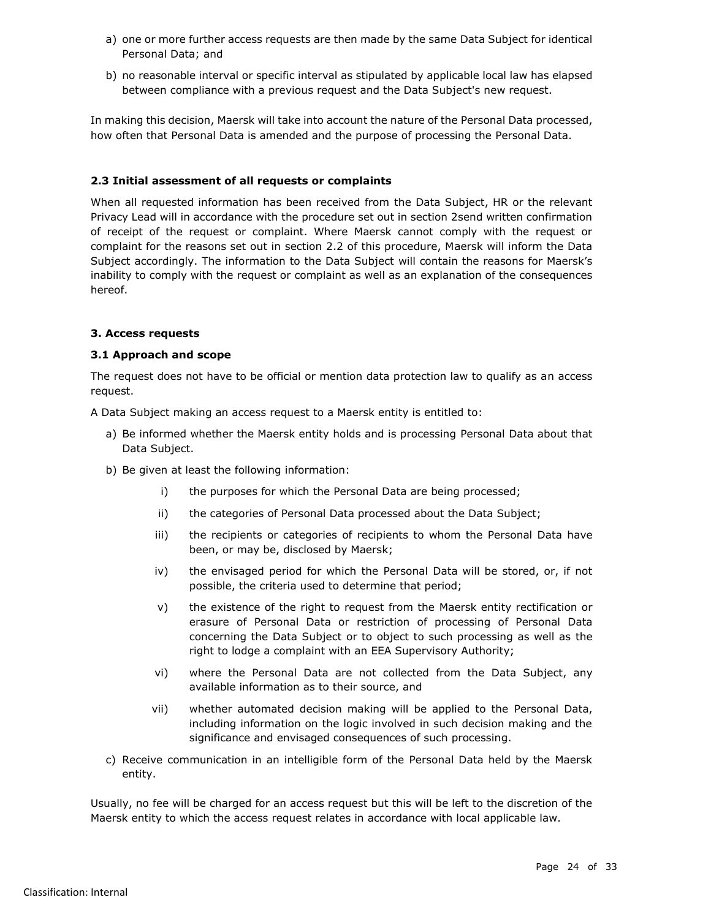a) one or more further access requests are then made by the same Data Subject for identical Personal Data; and

b) no reasonable interval or specific interval as stipulated by applicable local law has elapsed between compliance with a previous request and the Data Subject's new request.

In making this decision, Maersk will take into account the nature of the Personal Data processed, how often that Personal Data is amended and the purpose of processing the Personal Data.

#### 2.3 Initial assessment of all requests or complaints

When all requested information has been received from the Data Subject, HR or the relevant Privacy Lead will in accordance with the procedure set out in section 2send written confirmation of receipt of the request or complaint. Where Maersk cannot comply with the request or complaint for the reasons set out in section 2.2 of this procedure, Maersk will inform the Data Subject accordingly. The information to the Data Subject will contain the reasons for Maersk's inability to comply with the request or complaint as well as an explanation of the consequences hereof.

### 3. Access requests

#### 3.1 Approach and scope

The request does not have to be official or mention data protection law to qualify as an access request.

A Data Subject making an access request to a Maersk entity is entitled to:

a) Be informed whether the Maersk entity holds and is processing Personal Data about that Data Subject.

b) Be given at least the following information:

   i) the purposes for which the Personal Data are being processed;

   ii) the categories of Personal Data processed about the Data Subject;

   iii) the recipients or categories of recipients to whom the Personal Data have been, or may be, disclosed by Maersk;

   iv) the envisaged period for which the Personal Data will be stored, or, if not possible, the criteria used to determine that period;

   v) the existence of the right to request from the Maersk entity rectification or erasure of Personal Data or restriction of processing of Personal Data concerning the Data Subject or to object to such processing as well as the right to lodge a complaint with an EEA Supervisory Authority;

   vi) where the Personal Data are not collected from the Data Subject, any available information as to their source, and

   vii) whether automated decision making will be applied to the Personal Data, including information on the logic involved in such decision making and the significance and envisaged consequences of such processing.

c) Receive communication in an intelligible form of the Personal Data held by the Maersk entity.

Usually, no fee will be charged for an access request but this will be left to the discretion of the Maersk entity to which the access request relates in accordance with local applicable law.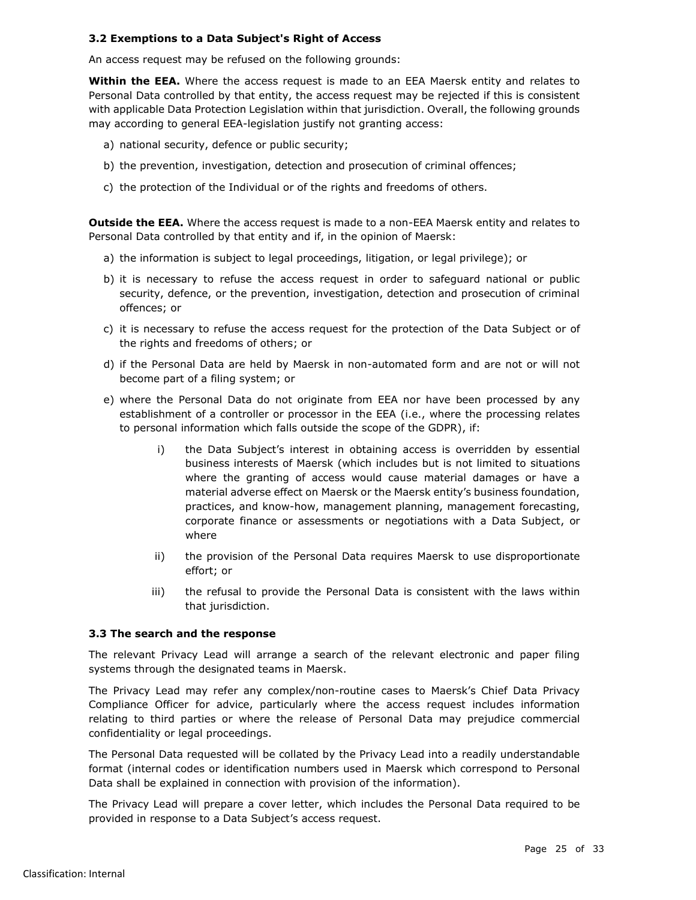### 3.2 Exemptions to a Data Subject's Right of Access

An access request may be refused on the following grounds:

**Within the EEA.** Where the access request is made to an EEA Maersk entity and relates to Personal Data controlled by that entity, the access request may be rejected if this is consistent with applicable Data Protection Legislation within that jurisdiction. Overall, the following grounds may according to general EEA-legislation justify not granting access:

a) national security, defence or public security;

b) the prevention, investigation, detection and prosecution of criminal offences;

c) the protection of the Individual or of the rights and freedoms of others.

**Outside the EEA.** Where the access request is made to a non-EEA Maersk entity and relates to Personal Data controlled by that entity and if, in the opinion of Maersk:

a) the information is subject to legal proceedings, litigation, or legal privilege); or

b) it is necessary to refuse the access request in order to safeguard national or public security, defence, or the prevention, investigation, detection and prosecution of criminal offences; or

c) it is necessary to refuse the access request for the protection of the Data Subject or of the rights and freedoms of others; or

d) if the Personal Data are held by Maersk in non-automated form and are not or will not become part of a filing system; or

e) where the Personal Data do not originate from EEA nor have been processed by any establishment of a controller or processor in the EEA (i.e., where the processing relates to personal information which falls outside the scope of the GDPR), if:

   i) the Data Subject's interest in obtaining access is overridden by essential business interests of Maersk (which includes but is not limited to situations where the granting of access would cause material damages or have a material adverse effect on Maersk or the Maersk entity's business foundation, practices, and know-how, management planning, management forecasting, corporate finance or assessments or negotiations with a Data Subject, or where

   ii) the provision of the Personal Data requires Maersk to use disproportionate effort; or

   iii) the refusal to provide the Personal Data is consistent with the laws within that jurisdiction.

### 3.3 The search and the response

The relevant Privacy Lead will arrange a search of the relevant electronic and paper filing systems through the designated teams in Maersk.

The Privacy Lead may refer any complex/non-routine cases to Maersk's Chief Data Privacy Compliance Officer for advice, particularly where the access request includes information relating to third parties or where the release of Personal Data may prejudice commercial confidentiality or legal proceedings.

The Personal Data requested will be collated by the Privacy Lead into a readily understandable format (internal codes or identification numbers used in Maersk which correspond to Personal Data shall be explained in connection with provision of the information).

The Privacy Lead will prepare a cover letter, which includes the Personal Data required to be provided in response to a Data Subject's access request.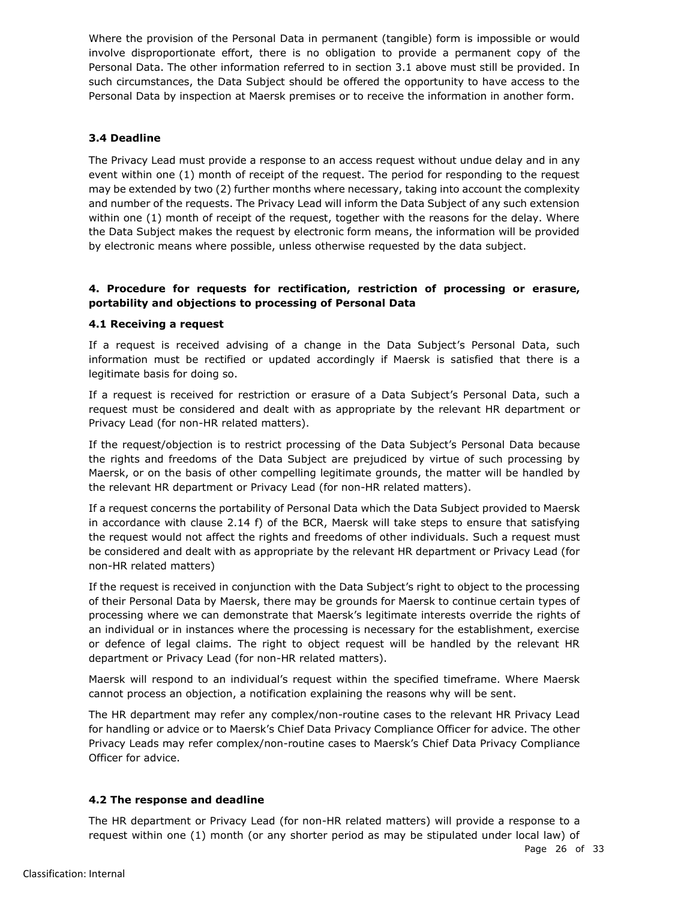Where the provision of the Personal Data in permanent (tangible) form is impossible or would involve disproportionate effort, there is no obligation to provide a permanent copy of the Personal Data. The other information referred to in section 3.1 above must still be provided. In such circumstances, the Data Subject should be offered the opportunity to have access to the Personal Data by inspection at Maersk premises or to receive the information in another form.

### 3.4 Deadline

The Privacy Lead must provide a response to an access request without undue delay and in any event within one (1) month of receipt of the request. The period for responding to the request may be extended by two (2) further months where necessary, taking into account the complexity and number of the requests. The Privacy Lead will inform the Data Subject of any such extension within one (1) month of receipt of the request, together with the reasons for the delay. Where the Data Subject makes the request by electronic form means, the information will be provided by electronic means where possible, unless otherwise requested by the data subject.

## 4. Procedure for requests for rectification, restriction of processing or erasure, portability and objections to processing of Personal Data

### 4.1 Receiving a request

If a request is received advising of a change in the Data Subject's Personal Data, such information must be rectified or updated accordingly if Maersk is satisfied that there is a legitimate basis for doing so.

If a request is received for restriction or erasure of a Data Subject's Personal Data, such a request must be considered and dealt with as appropriate by the relevant HR department or Privacy Lead (for non-HR related matters).

If the request/objection is to restrict processing of the Data Subject's Personal Data because the rights and freedoms of the Data Subject are prejudiced by virtue of such processing by Maersk, or on the basis of other compelling legitimate grounds, the matter will be handled by the relevant HR department or Privacy Lead (for non-HR related matters).

If a request concerns the portability of Personal Data which the Data Subject provided to Maersk in accordance with clause 2.14 f) of the BCR, Maersk will take steps to ensure that satisfying the request would not affect the rights and freedoms of other individuals. Such a request must be considered and dealt with as appropriate by the relevant HR department or Privacy Lead (for non-HR related matters)

If the request is received in conjunction with the Data Subject's right to object to the processing of their Personal Data by Maersk, there may be grounds for Maersk to continue certain types of processing where we can demonstrate that Maersk's legitimate interests override the rights of an individual or in instances where the processing is necessary for the establishment, exercise or defence of legal claims. The right to object request will be handled by the relevant HR department or Privacy Lead (for non-HR related matters).

Maersk will respond to an individual's request within the specified timeframe. Where Maersk cannot process an objection, a notification explaining the reasons why will be sent.

The HR department may refer any complex/non-routine cases to the relevant HR Privacy Lead for handling or advice or to Maersk's Chief Data Privacy Compliance Officer for advice. The other Privacy Leads may refer complex/non-routine cases to Maersk's Chief Data Privacy Compliance Officer for advice.

### 4.2 The response and deadline

The HR department or Privacy Lead (for non-HR related matters) will provide a response to a request within one (1) month (or any shorter period as may be stipulated under local law) of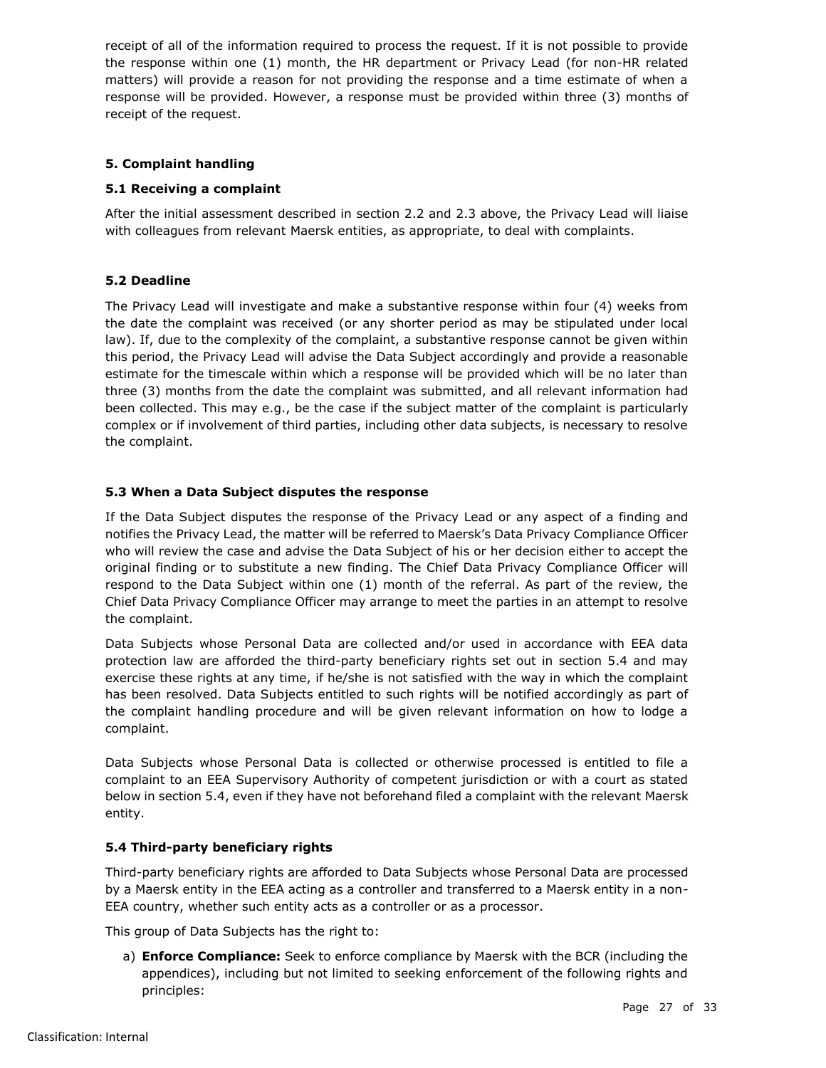receipt of all of the information required to process the request. If it is not possible to provide the response within one (1) month, the HR department or Privacy Lead (for non-HR related matters) will provide a reason for not providing the response and a time estimate of when a response will be provided. However, a response must be provided within three (3) months of receipt of the request.

### 5. Complaint handling

#### 5.1 Receiving a complaint

After the initial assessment described in section 2.2 and 2.3 above, the Privacy Lead will liaise with colleagues from relevant Maersk entities, as appropriate, to deal with complaints.

#### 5.2 Deadline

The Privacy Lead will investigate and make a substantive response within four (4) weeks from the date the complaint was received (or any shorter period as may be stipulated under local law). If, due to the complexity of the complaint, a substantive response cannot be given within this period, the Privacy Lead will advise the Data Subject accordingly and provide a reasonable estimate for the timescale within which a response will be provided which will be no later than three (3) months from the date the complaint was submitted, and all relevant information had been collected. This may e.g., be the case if the subject matter of the complaint is particularly complex or if involvement of third parties, including other data subjects, is necessary to resolve the complaint.

#### 5.3 When a Data Subject disputes the response

If the Data Subject disputes the response of the Privacy Lead or any aspect of a finding and notifies the Privacy Lead, the matter will be referred to Maersk's Data Privacy Compliance Officer who will review the case and advise the Data Subject of his or her decision either to accept the original finding or to substitute a new finding. The Chief Data Privacy Compliance Officer will respond to the Data Subject within one (1) month of the referral. As part of the review, the Chief Data Privacy Compliance Officer may arrange to meet the parties in an attempt to resolve the complaint.

Data Subjects whose Personal Data are collected and/or used in accordance with EEA data protection law are afforded the third-party beneficiary rights set out in section 5.4 and may exercise these rights at any time, if he/she is not satisfied with the way in which the complaint has been resolved. Data Subjects entitled to such rights will be notified accordingly as part of the complaint handling procedure and will be given relevant information on how to lodge a complaint.

Data Subjects whose Personal Data is collected or otherwise processed is entitled to file a complaint to an EEA Supervisory Authority of competent jurisdiction or with a court as stated below in section 5.4, even if they have not beforehand filed a complaint with the relevant Maersk entity.

#### 5.4 Third-party beneficiary rights

Third-party beneficiary rights are afforded to Data Subjects whose Personal Data are processed by a Maersk entity in the EEA acting as a controller and transferred to a Maersk entity in a non-EEA country, whether such entity acts as a controller or as a processor.

This group of Data Subjects has the right to:

a) **Enforce Compliance:** Seek to enforce compliance by Maersk with the BCR (including the appendices), including but not limited to seeking enforcement of the following rights and principles: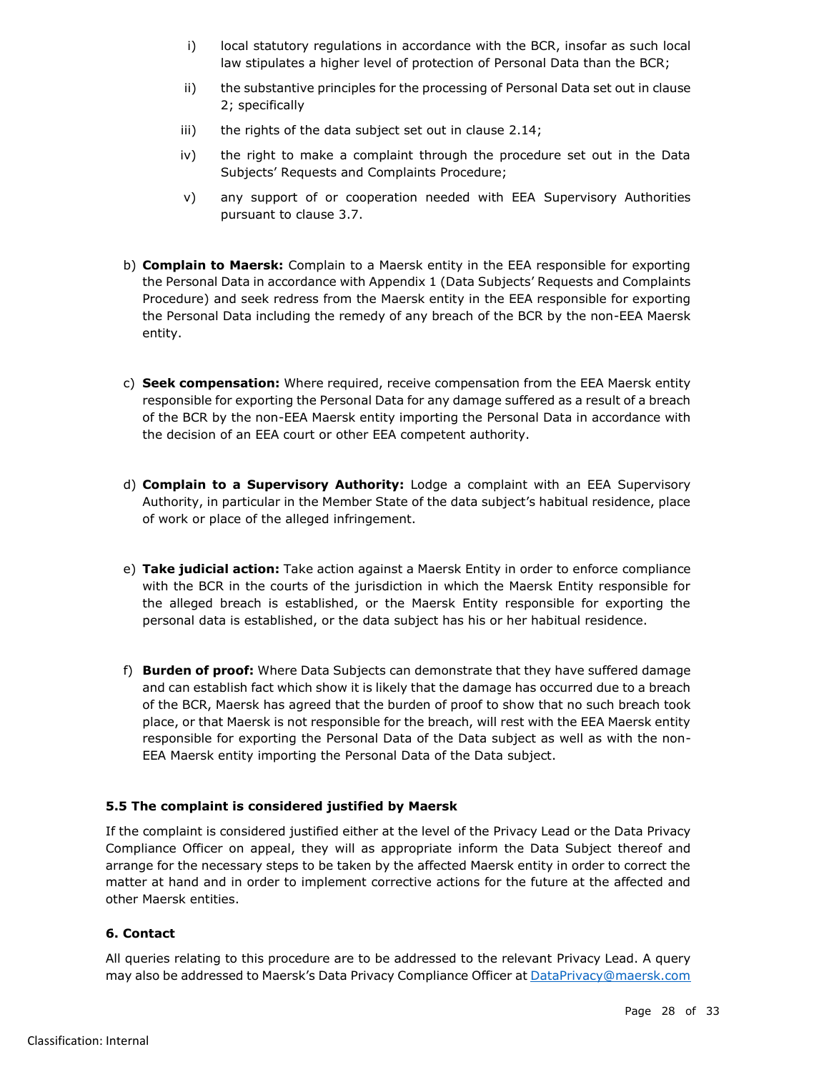i) local statutory regulations in accordance with the BCR, insofar as such local law stipulates a higher level of protection of Personal Data than the BCR;

ii) the substantive principles for the processing of Personal Data set out in clause 2; specifically

iii) the rights of the data subject set out in clause 2.14;

iv) the right to make a complaint through the procedure set out in the Data Subjects' Requests and Complaints Procedure;

v) any support of or cooperation needed with EEA Supervisory Authorities pursuant to clause 3.7.

b) **Complain to Maersk:** Complain to a Maersk entity in the EEA responsible for exporting the Personal Data in accordance with Appendix 1 (Data Subjects' Requests and Complaints Procedure) and seek redress from the Maersk entity in the EEA responsible for exporting the Personal Data including the remedy of any breach of the BCR by the non-EEA Maersk entity.

c) **Seek compensation:** Where required, receive compensation from the EEA Maersk entity responsible for exporting the Personal Data for any damage suffered as a result of a breach of the BCR by the non-EEA Maersk entity importing the Personal Data in accordance with the decision of an EEA court or other EEA competent authority.

d) **Complain to a Supervisory Authority:** Lodge a complaint with an EEA Supervisory Authority, in particular in the Member State of the data subject's habitual residence, place of work or place of the alleged infringement.

e) **Take judicial action:** Take action against a Maersk Entity in order to enforce compliance with the BCR in the courts of the jurisdiction in which the Maersk Entity responsible for the alleged breach is established, or the Maersk Entity responsible for exporting the personal data is established, or the data subject has his or her habitual residence.

f) **Burden of proof:** Where Data Subjects can demonstrate that they have suffered damage and can establish fact which show it is likely that the damage has occurred due to a breach of the BCR, Maersk has agreed that the burden of proof to show that no such breach took place, or that Maersk is not responsible for the breach, will rest with the EEA Maersk entity responsible for exporting the Personal Data of the Data subject as well as with the non-EEA Maersk entity importing the Personal Data of the Data subject.

### 5.5 The complaint is considered justified by Maersk

If the complaint is considered justified either at the level of the Privacy Lead or the Data Privacy Compliance Officer on appeal, they will as appropriate inform the Data Subject thereof and arrange for the necessary steps to be taken by the affected Maersk entity in order to correct the matter at hand and in order to implement corrective actions for the future at the affected and other Maersk entities.

### 6. Contact

All queries relating to this procedure are to be addressed to the relevant Privacy Lead. A query may also be addressed to Maersk's Data Privacy Compliance Officer at DataPrivacy@maersk.com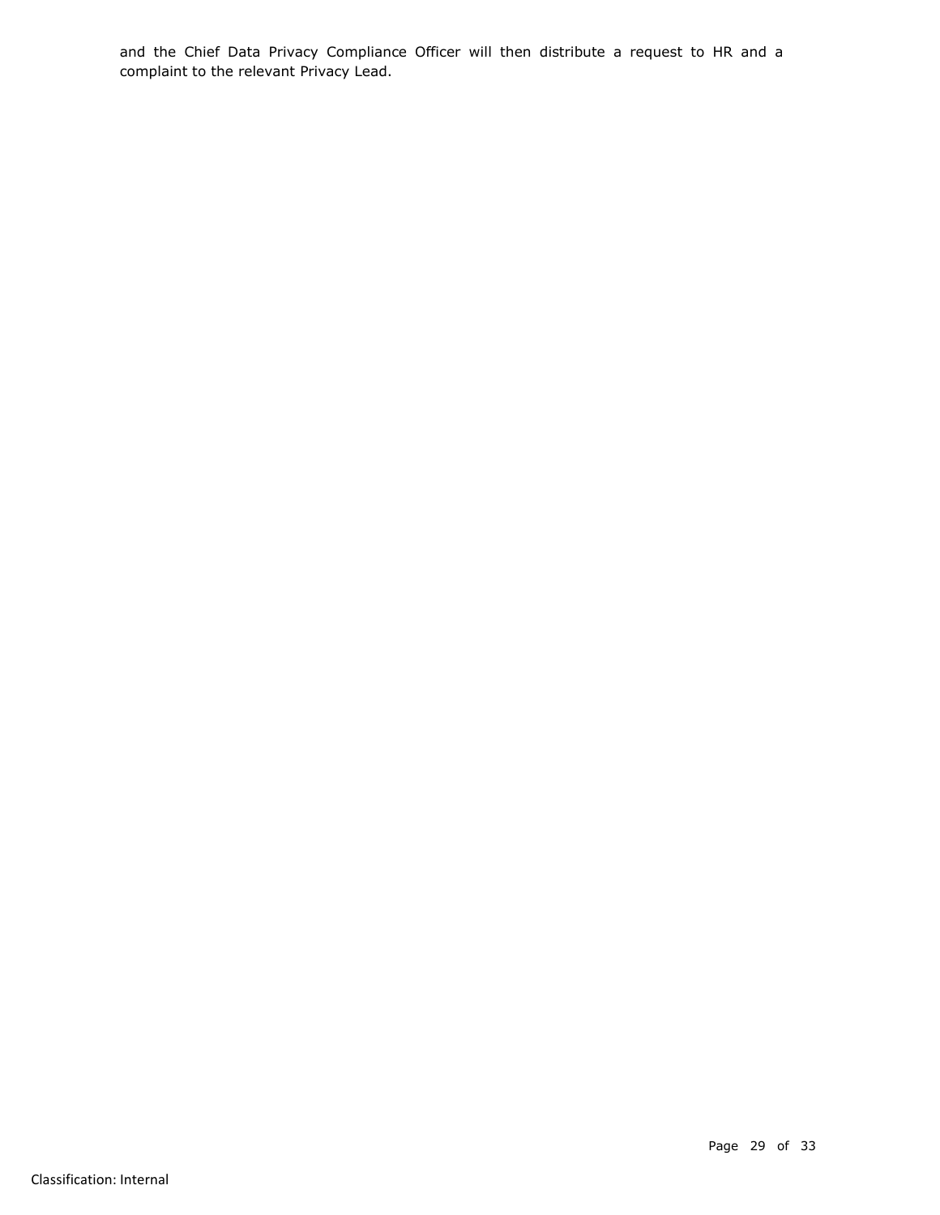and the Chief Data Privacy Compliance Officer will then distribute a request to HR and a complaint to the relevant Privacy Lead.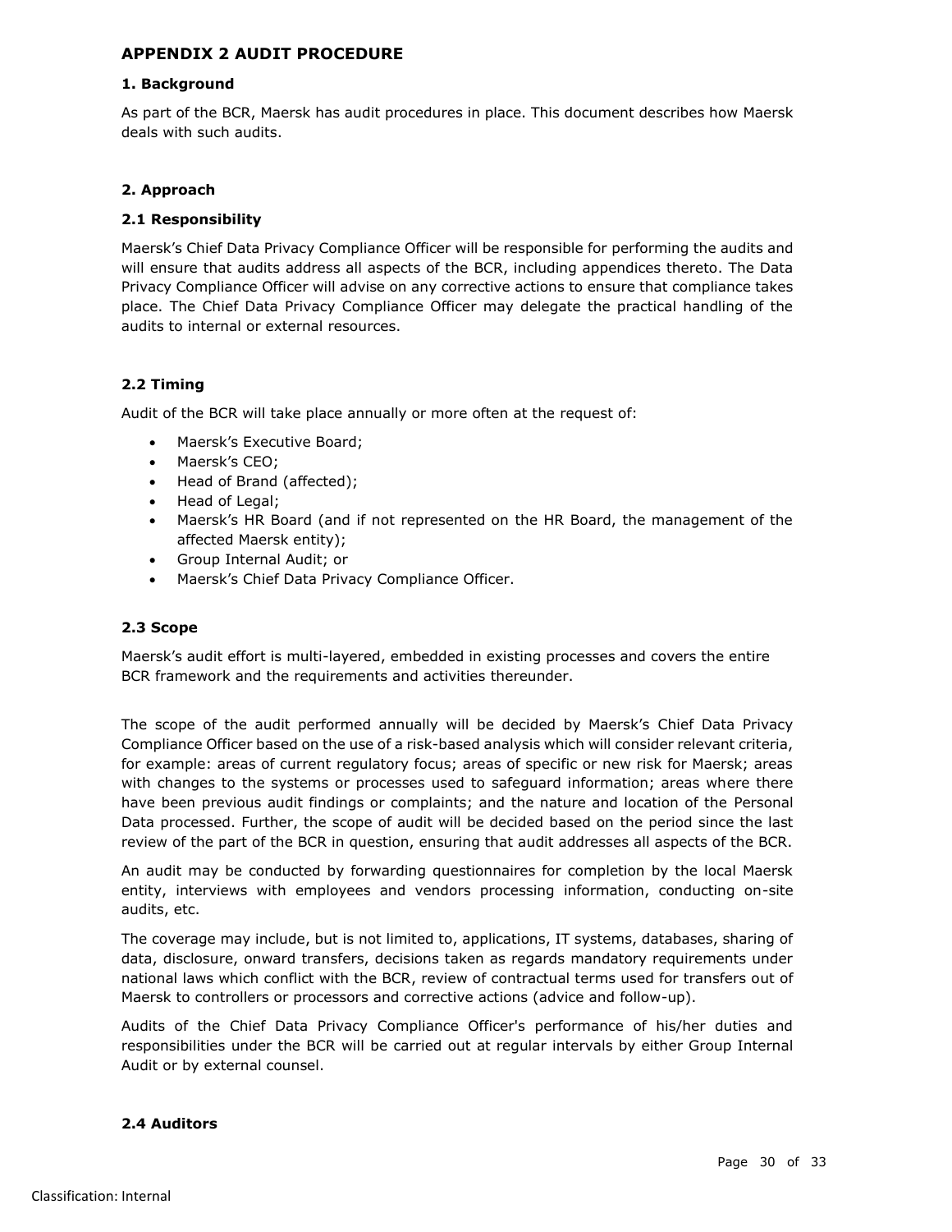## APPENDIX 2 AUDIT PROCEDURE

### 1. Background

As part of the BCR, Maersk has audit procedures in place. This document describes how Maersk deals with such audits.

### 2. Approach

### 2.1 Responsibility

Maersk's Chief Data Privacy Compliance Officer will be responsible for performing the audits and will ensure that audits address all aspects of the BCR, including appendices thereto. The Data Privacy Compliance Officer will advise on any corrective actions to ensure that compliance takes place. The Chief Data Privacy Compliance Officer may delegate the practical handling of the audits to internal or external resources.

### 2.2 Timing

Audit of the BCR will take place annually or more often at the request of:

- Maersk's Executive Board;
- Maersk's CEO;
- Head of Brand (affected);
- Head of Legal;
- Maersk's HR Board (and if not represented on the HR Board, the management of the affected Maersk entity);
- Group Internal Audit; or
- Maersk's Chief Data Privacy Compliance Officer.

### 2.3 Scope

Maersk's audit effort is multi-layered, embedded in existing processes and covers the entire BCR framework and the requirements and activities thereunder.

The scope of the audit performed annually will be decided by Maersk's Chief Data Privacy Compliance Officer based on the use of a risk-based analysis which will consider relevant criteria, for example: areas of current regulatory focus; areas of specific or new risk for Maersk; areas with changes to the systems or processes used to safeguard information; areas where there have been previous audit findings or complaints; and the nature and location of the Personal Data processed. Further, the scope of audit will be decided based on the period since the last review of the part of the BCR in question, ensuring that audit addresses all aspects of the BCR.

An audit may be conducted by forwarding questionnaires for completion by the local Maersk entity, interviews with employees and vendors processing information, conducting on-site audits, etc.

The coverage may include, but is not limited to, applications, IT systems, databases, sharing of data, disclosure, onward transfers, decisions taken as regards mandatory requirements under national laws which conflict with the BCR, review of contractual terms used for transfers out of Maersk to controllers or processors and corrective actions (advice and follow-up).

Audits of the Chief Data Privacy Compliance Officer's performance of his/her duties and responsibilities under the BCR will be carried out at regular intervals by either Group Internal Audit or by external counsel.

### 2.4 Auditors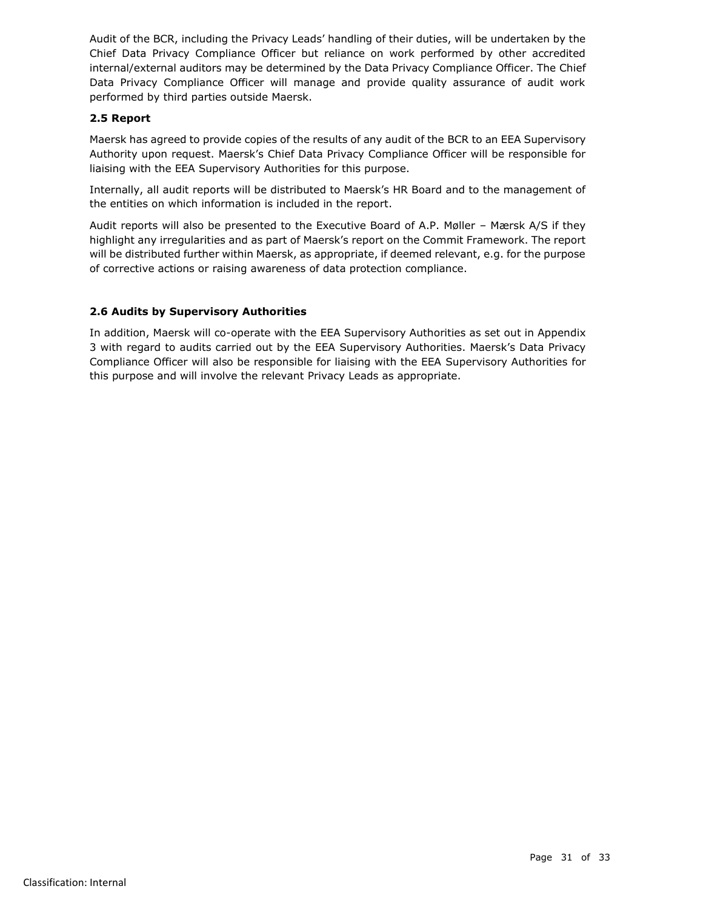Audit of the BCR, including the Privacy Leads' handling of their duties, will be undertaken by the Chief Data Privacy Compliance Officer but reliance on work performed by other accredited internal/external auditors may be determined by the Data Privacy Compliance Officer. The Chief Data Privacy Compliance Officer will manage and provide quality assurance of audit work performed by third parties outside Maersk.

### 2.5 Report

Maersk has agreed to provide copies of the results of any audit of the BCR to an EEA Supervisory Authority upon request. Maersk's Chief Data Privacy Compliance Officer will be responsible for liaising with the EEA Supervisory Authorities for this purpose.

Internally, all audit reports will be distributed to Maersk's HR Board and to the management of the entities on which information is included in the report.

Audit reports will also be presented to the Executive Board of A.P. Møller – Mærsk A/S if they highlight any irregularities and as part of Maersk's report on the Commit Framework. The report will be distributed further within Maersk, as appropriate, if deemed relevant, e.g. for the purpose of corrective actions or raising awareness of data protection compliance.

### 2.6 Audits by Supervisory Authorities

In addition, Maersk will co-operate with the EEA Supervisory Authorities as set out in Appendix 3 with regard to audits carried out by the EEA Supervisory Authorities. Maersk's Data Privacy Compliance Officer will also be responsible for liaising with the EEA Supervisory Authorities for this purpose and will involve the relevant Privacy Leads as appropriate.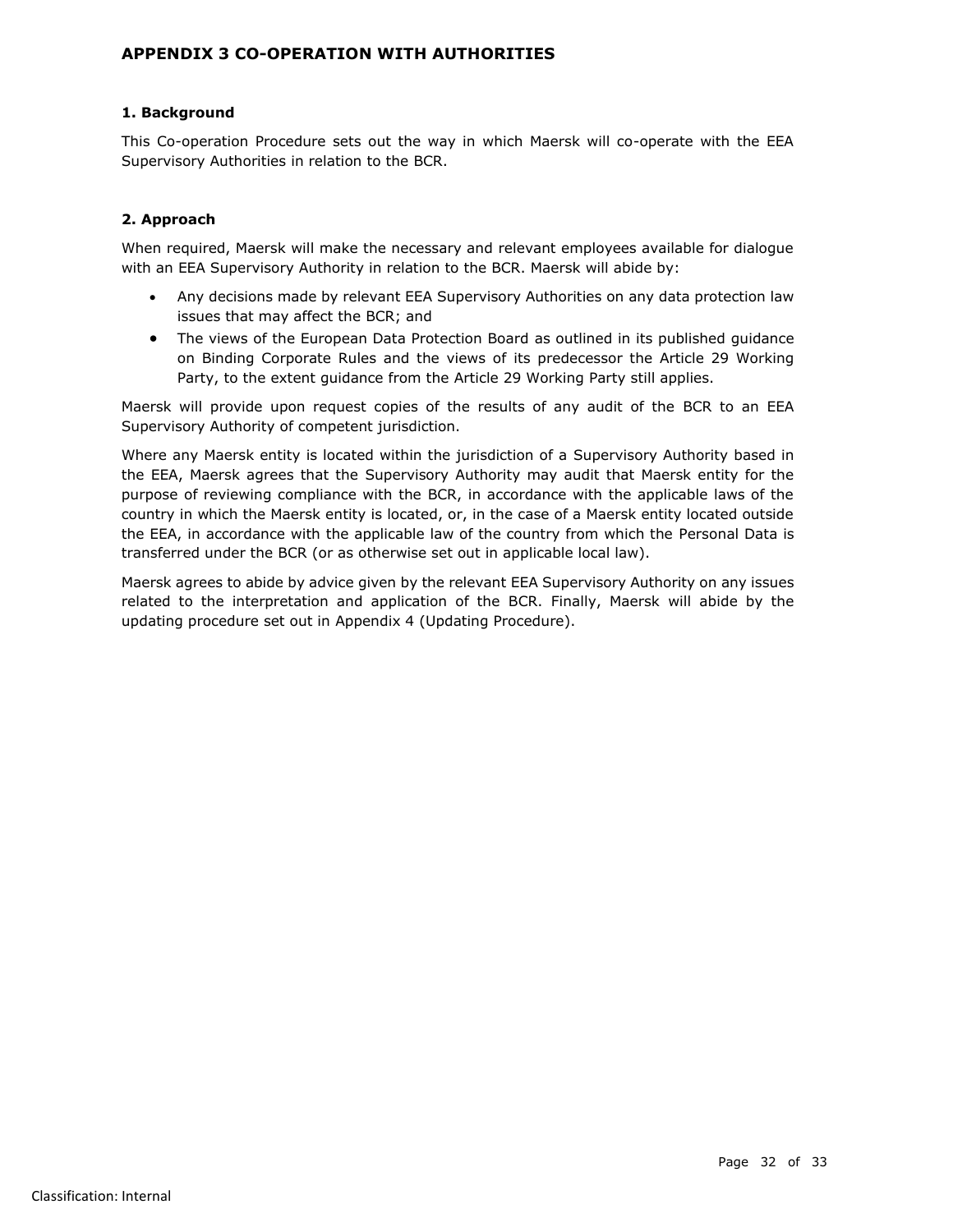## APPENDIX 3 CO-OPERATION WITH AUTHORITIES

### 1. Background

This Co-operation Procedure sets out the way in which Maersk will co-operate with the EEA Supervisory Authorities in relation to the BCR.

### 2. Approach

When required, Maersk will make the necessary and relevant employees available for dialogue with an EEA Supervisory Authority in relation to the BCR. Maersk will abide by:

- Any decisions made by relevant EEA Supervisory Authorities on any data protection law issues that may affect the BCR; and
- The views of the European Data Protection Board as outlined in its published guidance on Binding Corporate Rules and the views of its predecessor the Article 29 Working Party, to the extent guidance from the Article 29 Working Party still applies.

Maersk will provide upon request copies of the results of any audit of the BCR to an EEA Supervisory Authority of competent jurisdiction.

Where any Maersk entity is located within the jurisdiction of a Supervisory Authority based in the EEA, Maersk agrees that the Supervisory Authority may audit that Maersk entity for the purpose of reviewing compliance with the BCR, in accordance with the applicable laws of the country in which the Maersk entity is located, or, in the case of a Maersk entity located outside the EEA, in accordance with the applicable law of the country from which the Personal Data is transferred under the BCR (or as otherwise set out in applicable local law).

Maersk agrees to abide by advice given by the relevant EEA Supervisory Authority on any issues related to the interpretation and application of the BCR. Finally, Maersk will abide by the updating procedure set out in Appendix 4 (Updating Procedure).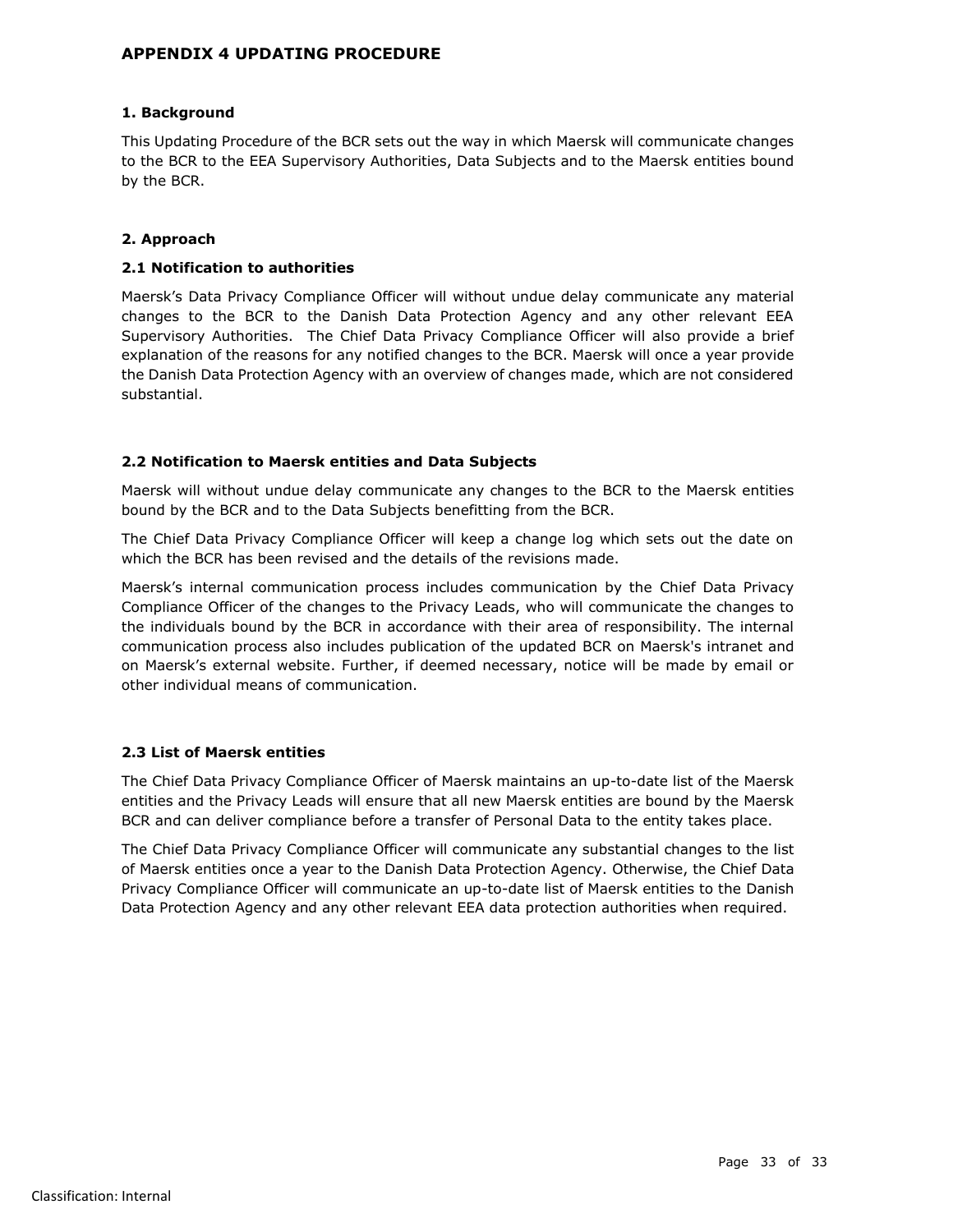# APPENDIX 4 UPDATING PROCEDURE

## 1. Background

This Updating Procedure of the BCR sets out the way in which Maersk will communicate changes to the BCR to the EEA Supervisory Authorities, Data Subjects and to the Maersk entities bound by the BCR.

## 2. Approach

### 2.1 Notification to authorities

Maersk's Data Privacy Compliance Officer will without undue delay communicate any material changes to the BCR to the Danish Data Protection Agency and any other relevant EEA Supervisory Authorities. The Chief Data Privacy Compliance Officer will also provide a brief explanation of the reasons for any notified changes to the BCR. Maersk will once a year provide the Danish Data Protection Agency with an overview of changes made, which are not considered substantial.

### 2.2 Notification to Maersk entities and Data Subjects

Maersk will without undue delay communicate any changes to the BCR to the Maersk entities bound by the BCR and to the Data Subjects benefitting from the BCR.

The Chief Data Privacy Compliance Officer will keep a change log which sets out the date on which the BCR has been revised and the details of the revisions made.

Maersk's internal communication process includes communication by the Chief Data Privacy Compliance Officer of the changes to the Privacy Leads, who will communicate the changes to the individuals bound by the BCR in accordance with their area of responsibility. The internal communication process also includes publication of the updated BCR on Maersk's intranet and on Maersk's external website. Further, if deemed necessary, notice will be made by email or other individual means of communication.

### 2.3 List of Maersk entities

The Chief Data Privacy Compliance Officer of Maersk maintains an up-to-date list of the Maersk entities and the Privacy Leads will ensure that all new Maersk entities are bound by the Maersk BCR and can deliver compliance before a transfer of Personal Data to the entity takes place.

The Chief Data Privacy Compliance Officer will communicate any substantial changes to the list of Maersk entities once a year to the Danish Data Protection Agency. Otherwise, the Chief Data Privacy Compliance Officer will communicate an up-to-date list of Maersk entities to the Danish Data Protection Agency and any other relevant EEA data protection authorities when required.